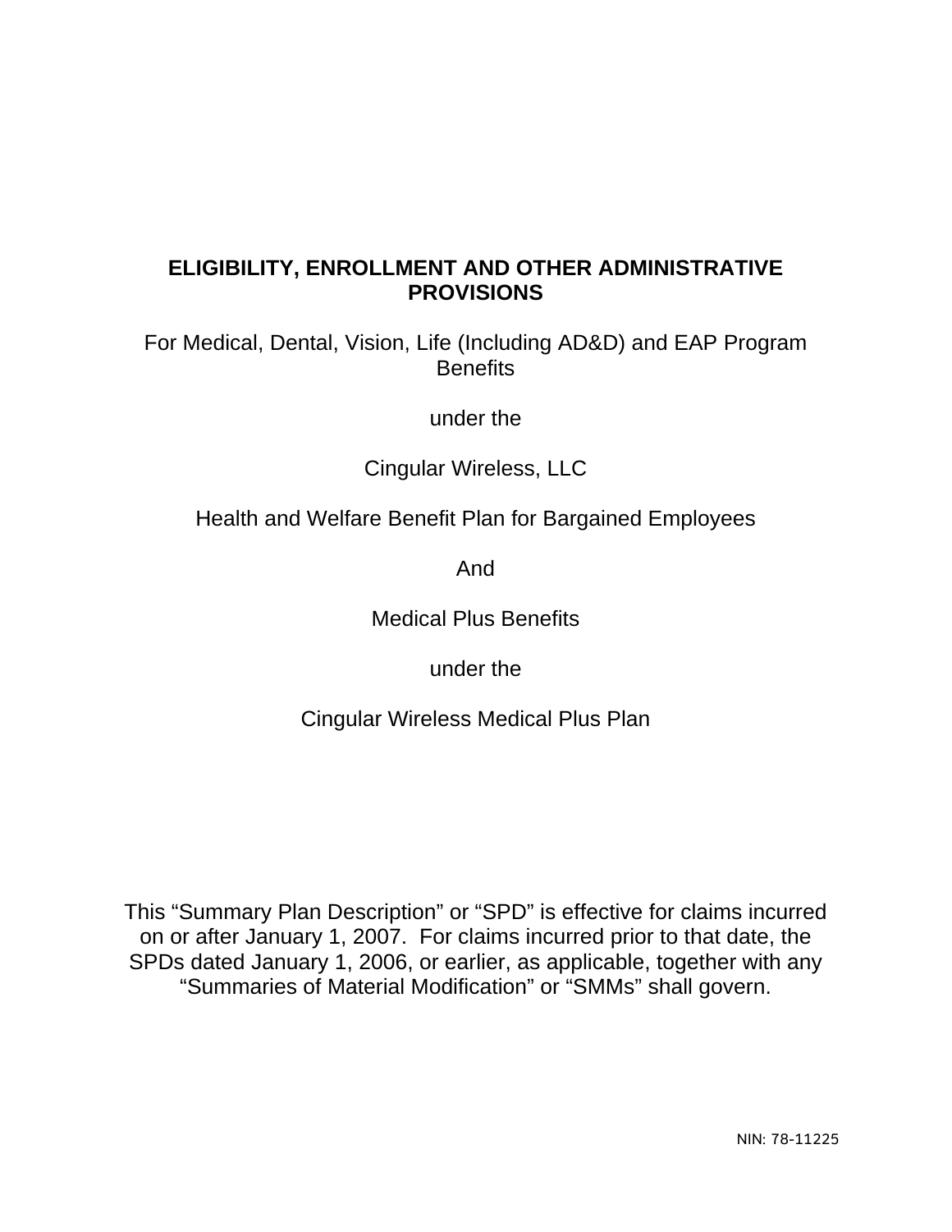# ELIGIBILITY, ENROLLMENT AND OTHER ADMINISTRATIVE PROVISIONS

For Medical, Dental, Vision, Life (Including AD&D) and EAP Program Benefits

under the

Cingular Wireless, LLC

Health and Welfare Benefit Plan for Bargained Employees

And

Medical Plus Benefits

under the

Cingular Wireless Medical Plus Plan

This "Summary Plan Description" or "SPD" is effective for claims incurred on or after January 1, 2007. For claims incurred prior to that date, the SPDs dated January 1, 2006, or earlier, as applicable, together with any "Summaries of Material Modification" or "SMMs" shall govern.

NIN: 78-11225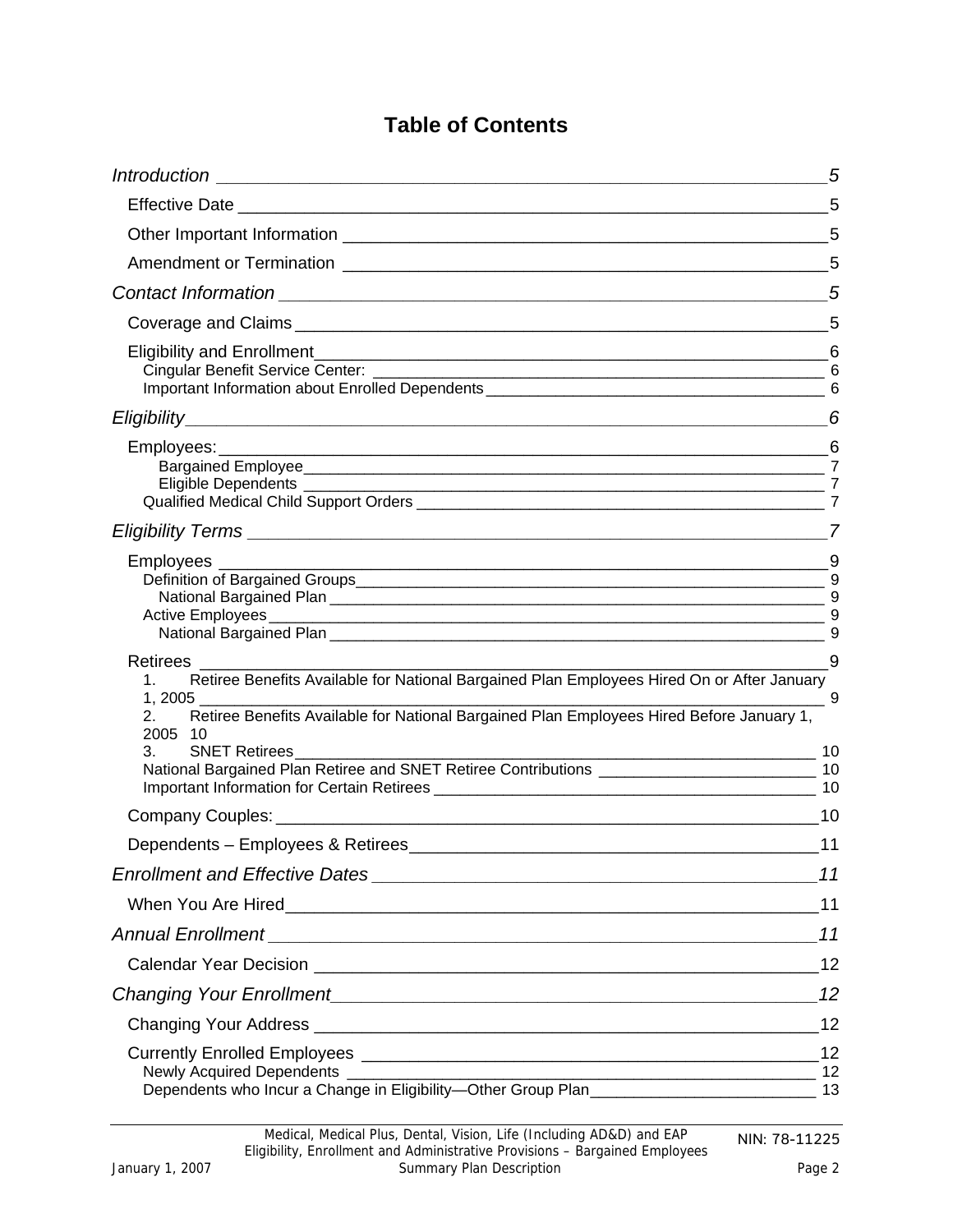# Table of Contents

*Introduction* ........................................................ *5*

- Effective Date ........................................................ 5
- Other Important Information ........................................................ 5
- Amendment or Termination ........................................................ 5

*Contact Information* ........................................................ *5*

- Coverage and Claims ........................................................ 5
- Eligibility and Enrollment ........................................................ 6
  - Cingular Benefit Service Center: ........................................................ 6
  - Important Information about Enrolled Dependents ........................................................ 6

*Eligibility* ........................................................ *6*

- Employees: ........................................................ 6
  - Bargained Employee ........................................................ 7
  - Eligible Dependents ........................................................ 7
  - Qualified Medical Child Support Orders ........................................................ 7

*Eligibility Terms* ........................................................ *7*

- Employees ........................................................ 9
  - Definition of Bargained Groups ........................................................ 9
    - National Bargained Plan ........................................................ 9
  - Active Employees ........................................................ 9
    - National Bargained Plan ........................................................ 9
- Retirees ........................................................ 9
  1. Retiree Benefits Available for National Bargained Plan Employees Hired On or After January 1, 2005 ........................................................ 9
  2. Retiree Benefits Available for National Bargained Plan Employees Hired Before January 1, 2005 10
  3. SNET Retirees ........................................................ 10
  - National Bargained Plan Retiree and SNET Retiree Contributions ........................................................ 10
  - Important Information for Certain Retirees ........................................................ 10
- Company Couples: ........................................................ 10
- Dependents – Employees & Retirees ........................................................ 11

*Enrollment and Effective Dates* ........................................................ *11*

- When You Are Hired ........................................................ 11

*Annual Enrollment* ........................................................ *11*

- Calendar Year Decision ........................................................ 12

*Changing Your Enrollment* ........................................................ *12*

- Changing Your Address ........................................................ 12
- Currently Enrolled Employees ........................................................ 12
  - Newly Acquired Dependents ........................................................ 12
  - Dependents who Incur a Change in Eligibility—Other Group Plan ........................................................ 13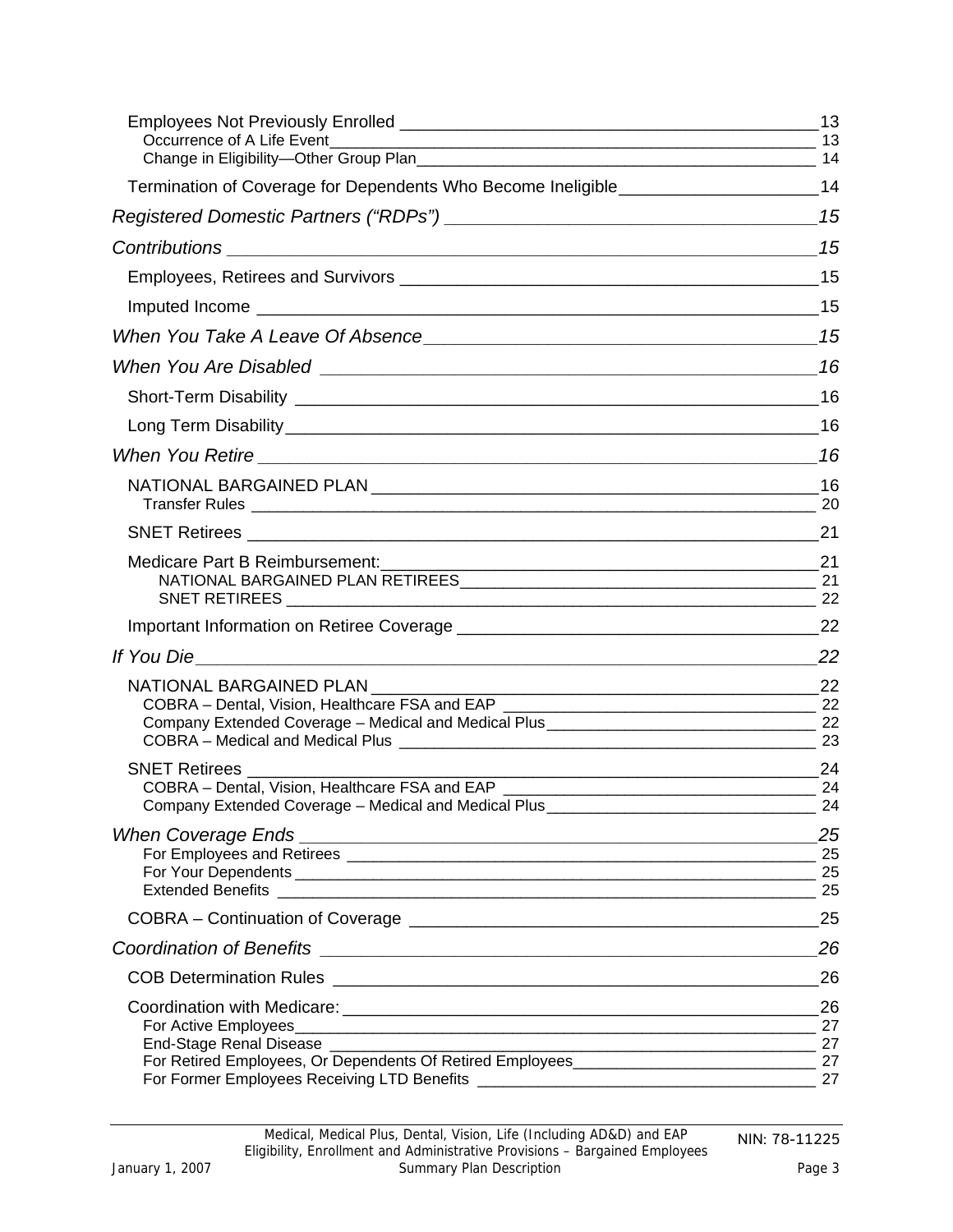Employees Not Previously Enrolled 13
- Occurrence of A Life Event 13
- Change in Eligibility—Other Group Plan 14

Termination of Coverage for Dependents Who Become Ineligible 14

*Registered Domestic Partners ("RDPs")* 15

*Contributions* 15

Employees, Retirees and Survivors 15

Imputed Income 15

*When You Take A Leave Of Absence* 15

*When You Are Disabled* 16

Short-Term Disability 16

Long Term Disability 16

*When You Retire* 16

NATIONAL BARGAINED PLAN 16
- Transfer Rules 20

SNET Retirees 21

Medicare Part B Reimbursement: 21
- NATIONAL BARGAINED PLAN RETIREES 21
- SNET RETIREES 22

Important Information on Retiree Coverage 22

*If You Die* 22

NATIONAL BARGAINED PLAN 22
- COBRA – Dental, Vision, Healthcare FSA and EAP 22
- Company Extended Coverage – Medical and Medical Plus 22
- COBRA – Medical and Medical Plus 23

SNET Retirees 24
- COBRA – Dental, Vision, Healthcare FSA and EAP 24
- Company Extended Coverage – Medical and Medical Plus 24

*When Coverage Ends* 25
- For Employees and Retirees 25
- For Your Dependents 25
- Extended Benefits 25

COBRA – Continuation of Coverage 25

*Coordination of Benefits* 26

COB Determination Rules 26

Coordination with Medicare: 26
- For Active Employees 27
- End-Stage Renal Disease 27
- For Retired Employees, Or Dependents Of Retired Employees 27
- For Former Employees Receiving LTD Benefits 27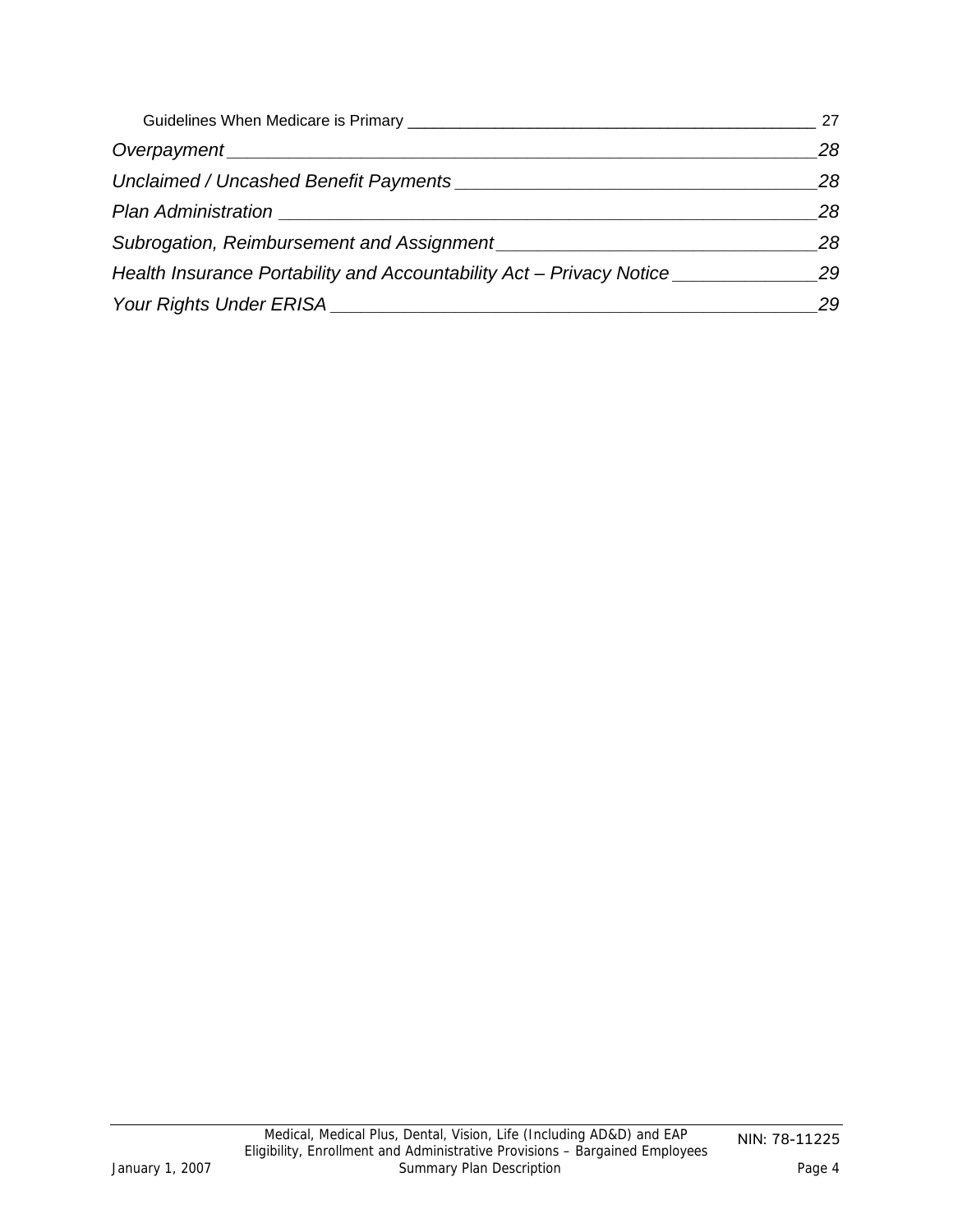Guidelines When Medicare is Primary ____________________________________________ 27

*Overpayment ____________________________________________________________28*

*Unclaimed / Uncashed Benefit Payments __________________________________28*

*Plan Administration ______________________________________________________28*

*Subrogation, Reimbursement and Assignment ______________________________28*

*Health Insurance Portability and Accountability Act – Privacy Notice _____________29*

*Your Rights Under ERISA _________________________________________________29*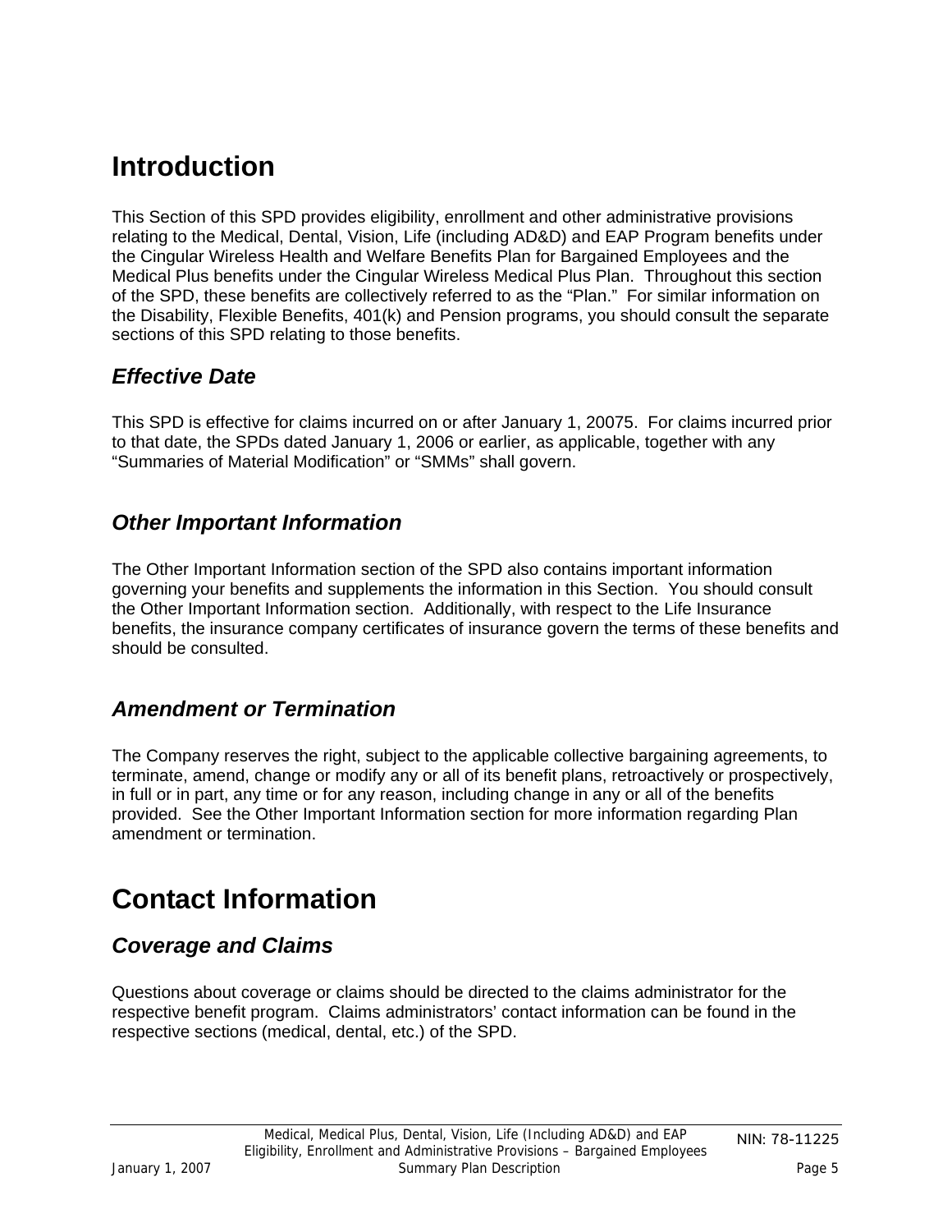# Introduction

This Section of this SPD provides eligibility, enrollment and other administrative provisions relating to the Medical, Dental, Vision, Life (including AD&D) and EAP Program benefits under the Cingular Wireless Health and Welfare Benefits Plan for Bargained Employees and the Medical Plus benefits under the Cingular Wireless Medical Plus Plan. Throughout this section of the SPD, these benefits are collectively referred to as the "Plan." For similar information on the Disability, Flexible Benefits, 401(k) and Pension programs, you should consult the separate sections of this SPD relating to those benefits.

## *Effective Date*

This SPD is effective for claims incurred on or after January 1, 20075. For claims incurred prior to that date, the SPDs dated January 1, 2006 or earlier, as applicable, together with any "Summaries of Material Modification" or "SMMs" shall govern.

## *Other Important Information*

The Other Important Information section of the SPD also contains important information governing your benefits and supplements the information in this Section. You should consult the Other Important Information section. Additionally, with respect to the Life Insurance benefits, the insurance company certificates of insurance govern the terms of these benefits and should be consulted.

## *Amendment or Termination*

The Company reserves the right, subject to the applicable collective bargaining agreements, to terminate, amend, change or modify any or all of its benefit plans, retroactively or prospectively, in full or in part, any time or for any reason, including change in any or all of the benefits provided. See the Other Important Information section for more information regarding Plan amendment or termination.

# Contact Information

## *Coverage and Claims*

Questions about coverage or claims should be directed to the claims administrator for the respective benefit program. Claims administrators' contact information can be found in the respective sections (medical, dental, etc.) of the SPD.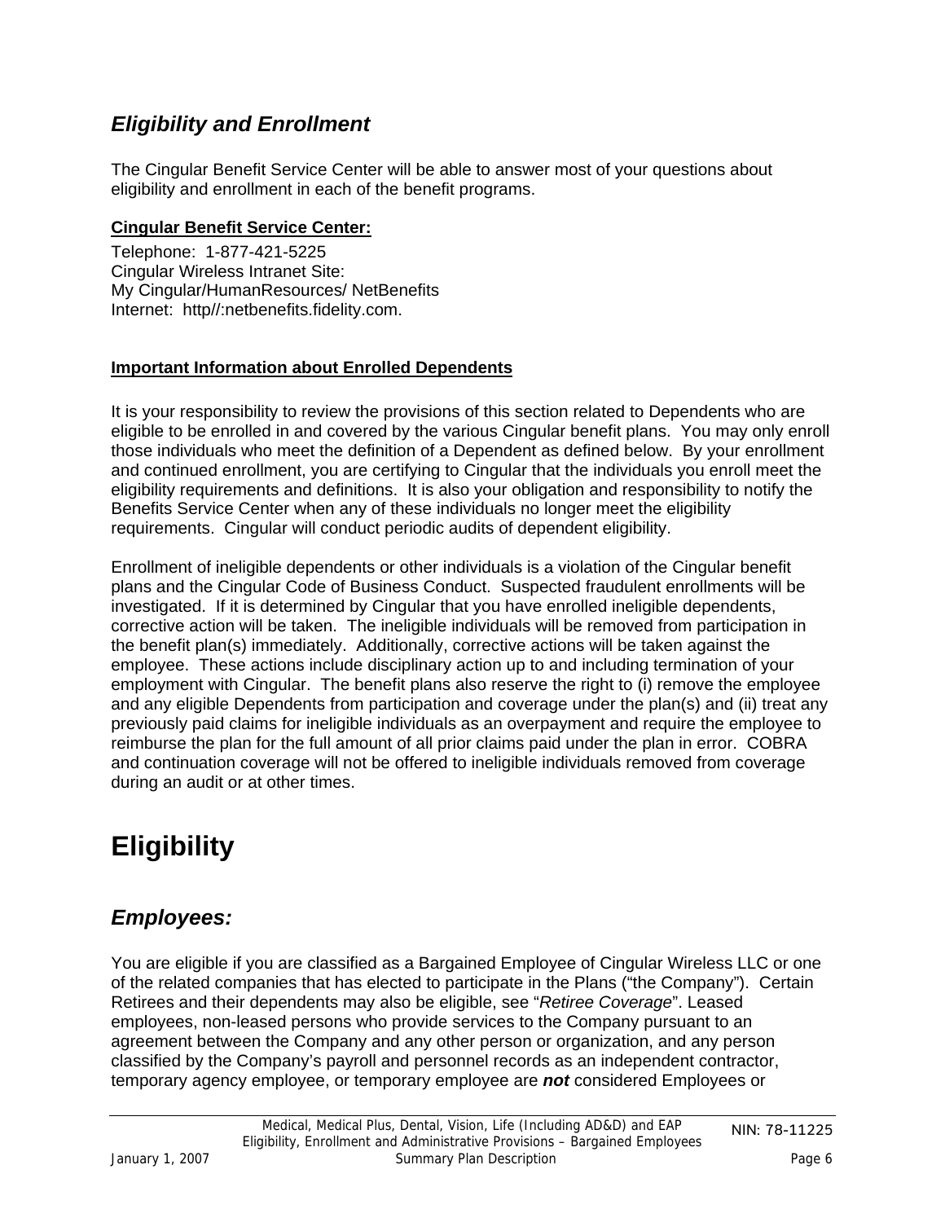## *Eligibility and Enrollment*

The Cingular Benefit Service Center will be able to answer most of your questions about eligibility and enrollment in each of the benefit programs.

**Cingular Benefit Service Center:**

Telephone: 1-877-421-5225
Cingular Wireless Intranet Site:
My Cingular/HumanResources/ NetBenefits
Internet: http//:netbenefits.fidelity.com.

**Important Information about Enrolled Dependents**

It is your responsibility to review the provisions of this section related to Dependents who are eligible to be enrolled in and covered by the various Cingular benefit plans. You may only enroll those individuals who meet the definition of a Dependent as defined below. By your enrollment and continued enrollment, you are certifying to Cingular that the individuals you enroll meet the eligibility requirements and definitions. It is also your obligation and responsibility to notify the Benefits Service Center when any of these individuals no longer meet the eligibility requirements. Cingular will conduct periodic audits of dependent eligibility.

Enrollment of ineligible dependents or other individuals is a violation of the Cingular benefit plans and the Cingular Code of Business Conduct. Suspected fraudulent enrollments will be investigated. If it is determined by Cingular that you have enrolled ineligible dependents, corrective action will be taken. The ineligible individuals will be removed from participation in the benefit plan(s) immediately. Additionally, corrective actions will be taken against the employee. These actions include disciplinary action up to and including termination of your employment with Cingular. The benefit plans also reserve the right to (i) remove the employee and any eligible Dependents from participation and coverage under the plan(s) and (ii) treat any previously paid claims for ineligible individuals as an overpayment and require the employee to reimburse the plan for the full amount of all prior claims paid under the plan in error. COBRA and continuation coverage will not be offered to ineligible individuals removed from coverage during an audit or at other times.

# Eligibility

## *Employees:*

You are eligible if you are classified as a Bargained Employee of Cingular Wireless LLC or one of the related companies that has elected to participate in the Plans ("the Company"). Certain Retirees and their dependents may also be eligible, see "*Retiree Coverage*". Leased employees, non-leased persons who provide services to the Company pursuant to an agreement between the Company and any other person or organization, and any person classified by the Company's payroll and personnel records as an independent contractor, temporary agency employee, or temporary employee are ***not*** considered Employees or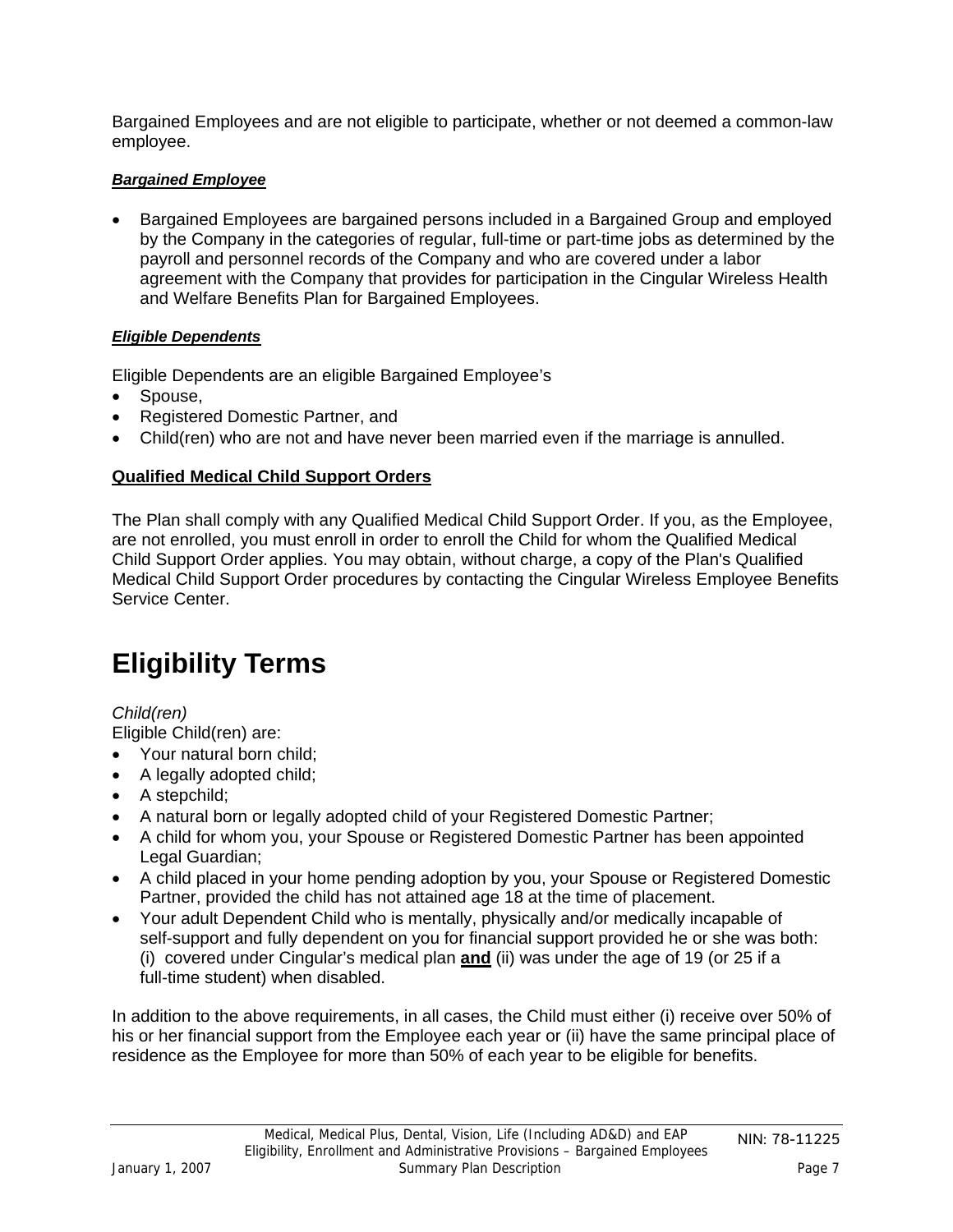Bargained Employees and are not eligible to participate, whether or not deemed a common-law employee.

***Bargained Employee***

- Bargained Employees are bargained persons included in a Bargained Group and employed by the Company in the categories of regular, full-time or part-time jobs as determined by the payroll and personnel records of the Company and who are covered under a labor agreement with the Company that provides for participation in the Cingular Wireless Health and Welfare Benefits Plan for Bargained Employees.

***Eligible Dependents***

Eligible Dependents are an eligible Bargained Employee's

- Spouse,
- Registered Domestic Partner, and
- Child(ren) who are not and have never been married even if the marriage is annulled.

**Qualified Medical Child Support Orders**

The Plan shall comply with any Qualified Medical Child Support Order. If you, as the Employee, are not enrolled, you must enroll in order to enroll the Child for whom the Qualified Medical Child Support Order applies. You may obtain, without charge, a copy of the Plan's Qualified Medical Child Support Order procedures by contacting the Cingular Wireless Employee Benefits Service Center.

# Eligibility Terms

*Child(ren)*

Eligible Child(ren) are:

- Your natural born child;
- A legally adopted child;
- A stepchild;
- A natural born or legally adopted child of your Registered Domestic Partner;
- A child for whom you, your Spouse or Registered Domestic Partner has been appointed Legal Guardian;
- A child placed in your home pending adoption by you, your Spouse or Registered Domestic Partner, provided the child has not attained age 18 at the time of placement.
- Your adult Dependent Child who is mentally, physically and/or medically incapable of self-support and fully dependent on you for financial support provided he or she was both: (i) covered under Cingular's medical plan **and** (ii) was under the age of 19 (or 25 if a full-time student) when disabled.

In addition to the above requirements, in all cases, the Child must either (i) receive over 50% of his or her financial support from the Employee each year or (ii) have the same principal place of residence as the Employee for more than 50% of each year to be eligible for benefits.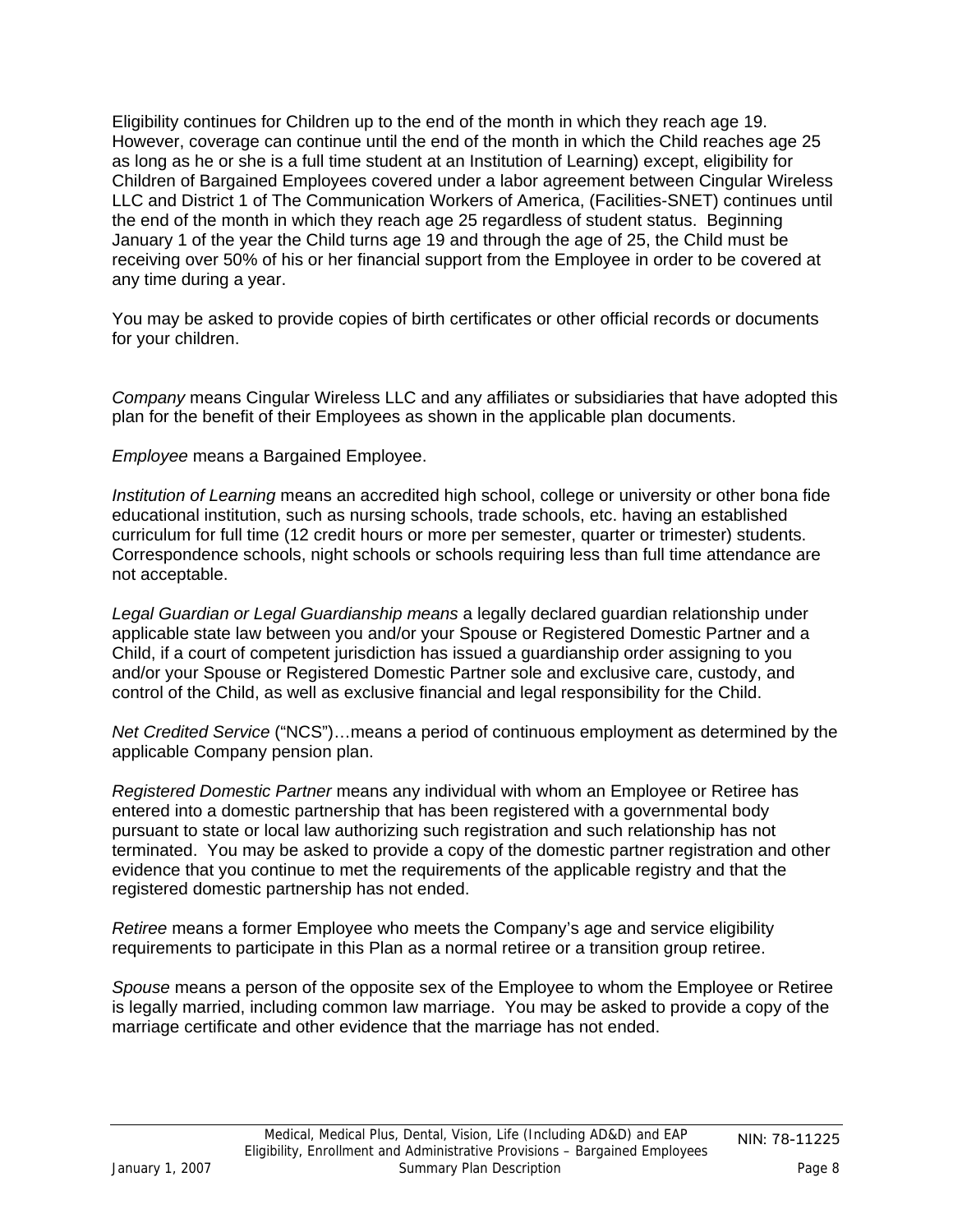Eligibility continues for Children up to the end of the month in which they reach age 19. However, coverage can continue until the end of the month in which the Child reaches age 25 as long as he or she is a full time student at an Institution of Learning) except, eligibility for Children of Bargained Employees covered under a labor agreement between Cingular Wireless LLC and District 1 of The Communication Workers of America, (Facilities-SNET) continues until the end of the month in which they reach age 25 regardless of student status. Beginning January 1 of the year the Child turns age 19 and through the age of 25, the Child must be receiving over 50% of his or her financial support from the Employee in order to be covered at any time during a year.

You may be asked to provide copies of birth certificates or other official records or documents for your children.

*Company* means Cingular Wireless LLC and any affiliates or subsidiaries that have adopted this plan for the benefit of their Employees as shown in the applicable plan documents.

*Employee* means a Bargained Employee.

*Institution of Learning* means an accredited high school, college or university or other bona fide educational institution, such as nursing schools, trade schools, etc. having an established curriculum for full time (12 credit hours or more per semester, quarter or trimester) students. Correspondence schools, night schools or schools requiring less than full time attendance are not acceptable.

*Legal Guardian or Legal Guardianship means* a legally declared guardian relationship under applicable state law between you and/or your Spouse or Registered Domestic Partner and a Child, if a court of competent jurisdiction has issued a guardianship order assigning to you and/or your Spouse or Registered Domestic Partner sole and exclusive care, custody, and control of the Child, as well as exclusive financial and legal responsibility for the Child.

*Net Credited Service* ("NCS")…means a period of continuous employment as determined by the applicable Company pension plan.

*Registered Domestic Partner* means any individual with whom an Employee or Retiree has entered into a domestic partnership that has been registered with a governmental body pursuant to state or local law authorizing such registration and such relationship has not terminated. You may be asked to provide a copy of the domestic partner registration and other evidence that you continue to met the requirements of the applicable registry and that the registered domestic partnership has not ended.

*Retiree* means a former Employee who meets the Company's age and service eligibility requirements to participate in this Plan as a normal retiree or a transition group retiree.

*Spouse* means a person of the opposite sex of the Employee to whom the Employee or Retiree is legally married, including common law marriage. You may be asked to provide a copy of the marriage certificate and other evidence that the marriage has not ended.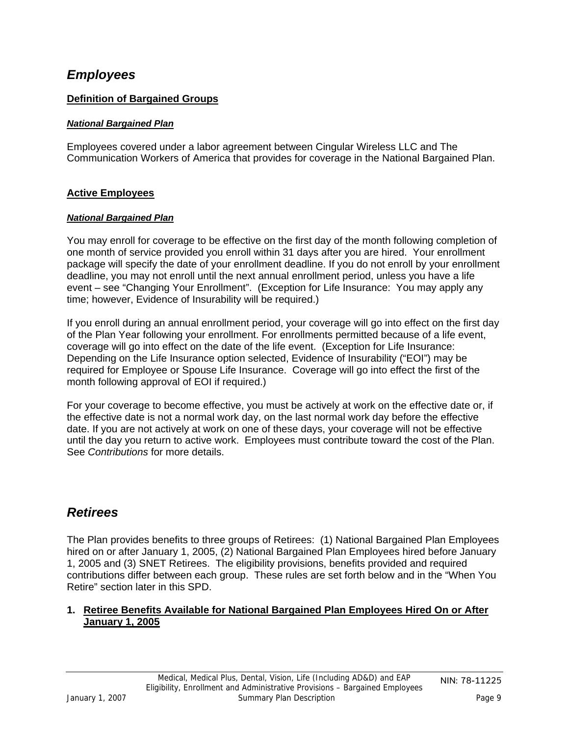## *Employees*

**Definition of Bargained Groups**

***National Bargained Plan***

Employees covered under a labor agreement between Cingular Wireless LLC and The Communication Workers of America that provides for coverage in the National Bargained Plan.

**Active Employees**

***National Bargained Plan***

You may enroll for coverage to be effective on the first day of the month following completion of one month of service provided you enroll within 31 days after you are hired. Your enrollment package will specify the date of your enrollment deadline. If you do not enroll by your enrollment deadline, you may not enroll until the next annual enrollment period, unless you have a life event – see "Changing Your Enrollment". (Exception for Life Insurance: You may apply any time; however, Evidence of Insurability will be required.)

If you enroll during an annual enrollment period, your coverage will go into effect on the first day of the Plan Year following your enrollment. For enrollments permitted because of a life event, coverage will go into effect on the date of the life event. (Exception for Life Insurance: Depending on the Life Insurance option selected, Evidence of Insurability ("EOI") may be required for Employee or Spouse Life Insurance. Coverage will go into effect the first of the month following approval of EOI if required.)

For your coverage to become effective, you must be actively at work on the effective date or, if the effective date is not a normal work day, on the last normal work day before the effective date. If you are not actively at work on one of these days, your coverage will not be effective until the day you return to active work. Employees must contribute toward the cost of the Plan. See *Contributions* for more details.

## *Retirees*

The Plan provides benefits to three groups of Retirees: (1) National Bargained Plan Employees hired on or after January 1, 2005, (2) National Bargained Plan Employees hired before January 1, 2005 and (3) SNET Retirees. The eligibility provisions, benefits provided and required contributions differ between each group. These rules are set forth below and in the "When You Retire" section later in this SPD.

1. **Retiree Benefits Available for National Bargained Plan Employees Hired On or After January 1, 2005**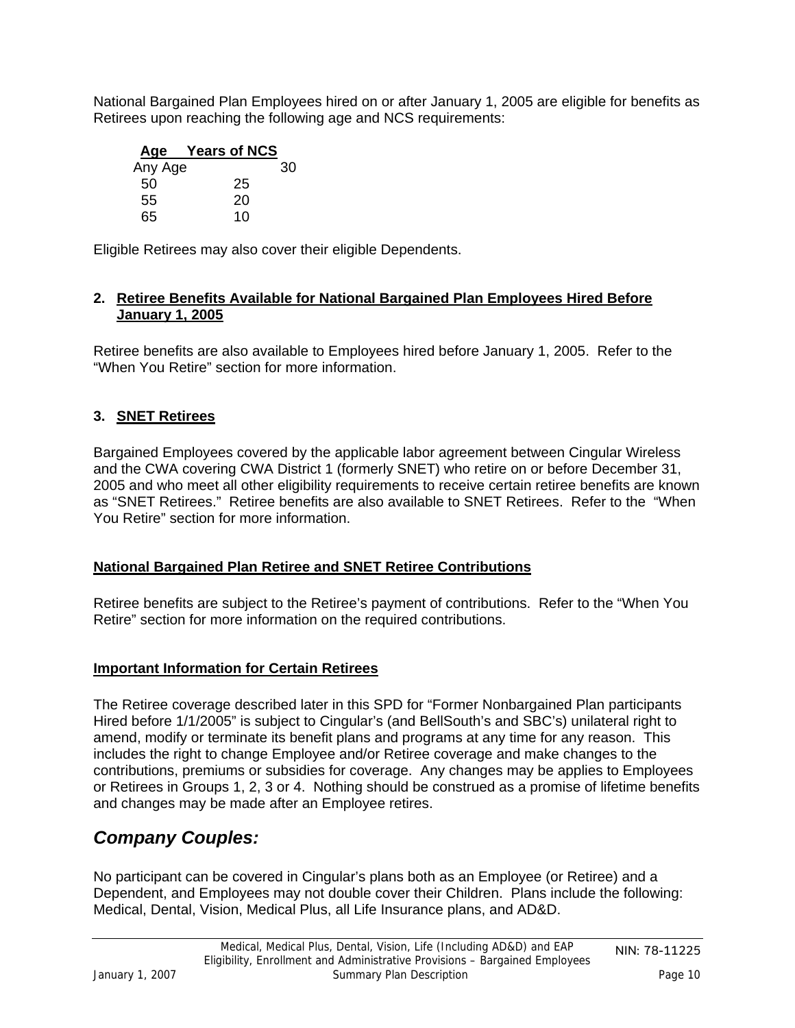National Bargained Plan Employees hired on or after January 1, 2005 are eligible for benefits as Retirees upon reaching the following age and NCS requirements:

| Age | Years of NCS |
|---|---|
| Any Age | 30 |
| 50 | 25 |
| 55 | 20 |
| 65 | 10 |

Eligible Retirees may also cover their eligible Dependents.

**2. Retiree Benefits Available for National Bargained Plan Employees Hired Before January 1, 2005**

Retiree benefits are also available to Employees hired before January 1, 2005. Refer to the "When You Retire" section for more information.

**3. SNET Retirees**

Bargained Employees covered by the applicable labor agreement between Cingular Wireless and the CWA covering CWA District 1 (formerly SNET) who retire on or before December 31, 2005 and who meet all other eligibility requirements to receive certain retiree benefits are known as "SNET Retirees." Retiree benefits are also available to SNET Retirees. Refer to the "When You Retire" section for more information.

**National Bargained Plan Retiree and SNET Retiree Contributions**

Retiree benefits are subject to the Retiree's payment of contributions. Refer to the "When You Retire" section for more information on the required contributions.

**Important Information for Certain Retirees**

The Retiree coverage described later in this SPD for "Former Nonbargained Plan participants Hired before 1/1/2005" is subject to Cingular's (and BellSouth's and SBC's) unilateral right to amend, modify or terminate its benefit plans and programs at any time for any reason. This includes the right to change Employee and/or Retiree coverage and make changes to the contributions, premiums or subsidies for coverage. Any changes may be applies to Employees or Retirees in Groups 1, 2, 3 or 4. Nothing should be construed as a promise of lifetime benefits and changes may be made after an Employee retires.

## *Company Couples:*

No participant can be covered in Cingular's plans both as an Employee (or Retiree) and a Dependent, and Employees may not double cover their Children. Plans include the following: Medical, Dental, Vision, Medical Plus, all Life Insurance plans, and AD&D.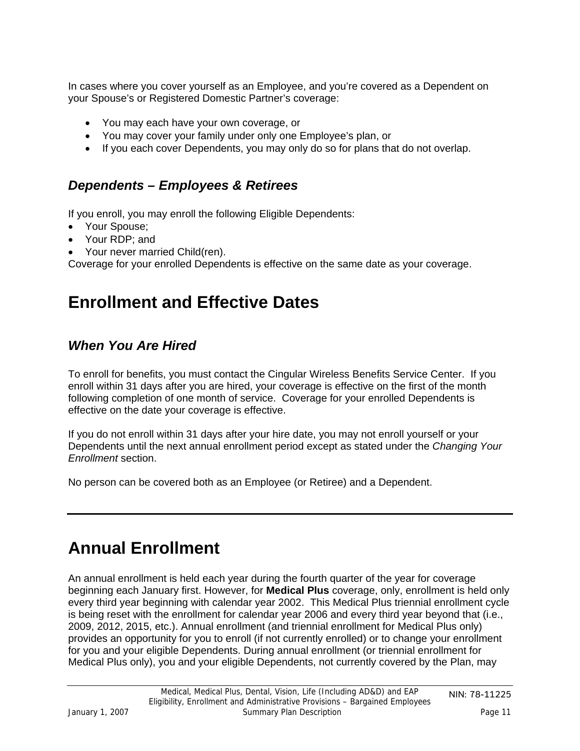In cases where you cover yourself as an Employee, and you're covered as a Dependent on your Spouse's or Registered Domestic Partner's coverage:

- You may each have your own coverage, or
- You may cover your family under only one Employee's plan, or
- If you each cover Dependents, you may only do so for plans that do not overlap.

### *Dependents – Employees & Retirees*

If you enroll, you may enroll the following Eligible Dependents:

- Your Spouse;
- Your RDP; and
- Your never married Child(ren).

Coverage for your enrolled Dependents is effective on the same date as your coverage.

## Enrollment and Effective Dates

### *When You Are Hired*

To enroll for benefits, you must contact the Cingular Wireless Benefits Service Center. If you enroll within 31 days after you are hired, your coverage is effective on the first of the month following completion of one month of service. Coverage for your enrolled Dependents is effective on the date your coverage is effective.

If you do not enroll within 31 days after your hire date, you may not enroll yourself or your Dependents until the next annual enrollment period except as stated under the *Changing Your Enrollment* section.

No person can be covered both as an Employee (or Retiree) and a Dependent.

---

## Annual Enrollment

An annual enrollment is held each year during the fourth quarter of the year for coverage beginning each January first. However, for **Medical Plus** coverage, only, enrollment is held only every third year beginning with calendar year 2002. This Medical Plus triennial enrollment cycle is being reset with the enrollment for calendar year 2006 and every third year beyond that (i.e., 2009, 2012, 2015, etc.). Annual enrollment (and triennial enrollment for Medical Plus only) provides an opportunity for you to enroll (if not currently enrolled) or to change your enrollment for you and your eligible Dependents. During annual enrollment (or triennial enrollment for Medical Plus only), you and your eligible Dependents, not currently covered by the Plan, may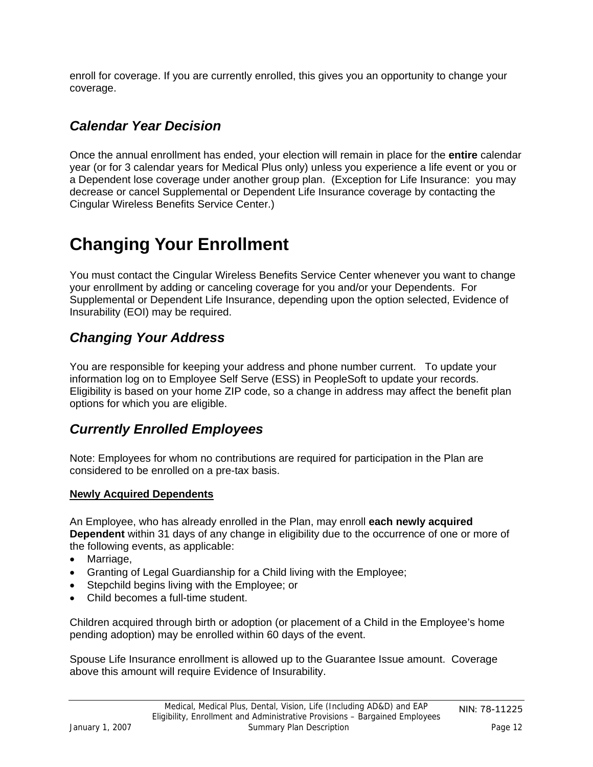enroll for coverage. If you are currently enrolled, this gives you an opportunity to change your coverage.

### *Calendar Year Decision*

Once the annual enrollment has ended, your election will remain in place for the **entire** calendar year (or for 3 calendar years for Medical Plus only) unless you experience a life event or you or a Dependent lose coverage under another group plan. (Exception for Life Insurance: you may decrease or cancel Supplemental or Dependent Life Insurance coverage by contacting the Cingular Wireless Benefits Service Center.)

## Changing Your Enrollment

You must contact the Cingular Wireless Benefits Service Center whenever you want to change your enrollment by adding or canceling coverage for you and/or your Dependents. For Supplemental or Dependent Life Insurance, depending upon the option selected, Evidence of Insurability (EOI) may be required.

### *Changing Your Address*

You are responsible for keeping your address and phone number current. To update your information log on to Employee Self Serve (ESS) in PeopleSoft to update your records. Eligibility is based on your home ZIP code, so a change in address may affect the benefit plan options for which you are eligible.

### *Currently Enrolled Employees*

Note: Employees for whom no contributions are required for participation in the Plan are considered to be enrolled on a pre-tax basis.

**<u>Newly Acquired Dependents</u>**

An Employee, who has already enrolled in the Plan, may enroll **each newly acquired Dependent** within 31 days of any change in eligibility due to the occurrence of one or more of the following events, as applicable:

- Marriage,
- Granting of Legal Guardianship for a Child living with the Employee;
- Stepchild begins living with the Employee; or
- Child becomes a full-time student.

Children acquired through birth or adoption (or placement of a Child in the Employee's home pending adoption) may be enrolled within 60 days of the event.

Spouse Life Insurance enrollment is allowed up to the Guarantee Issue amount. Coverage above this amount will require Evidence of Insurability.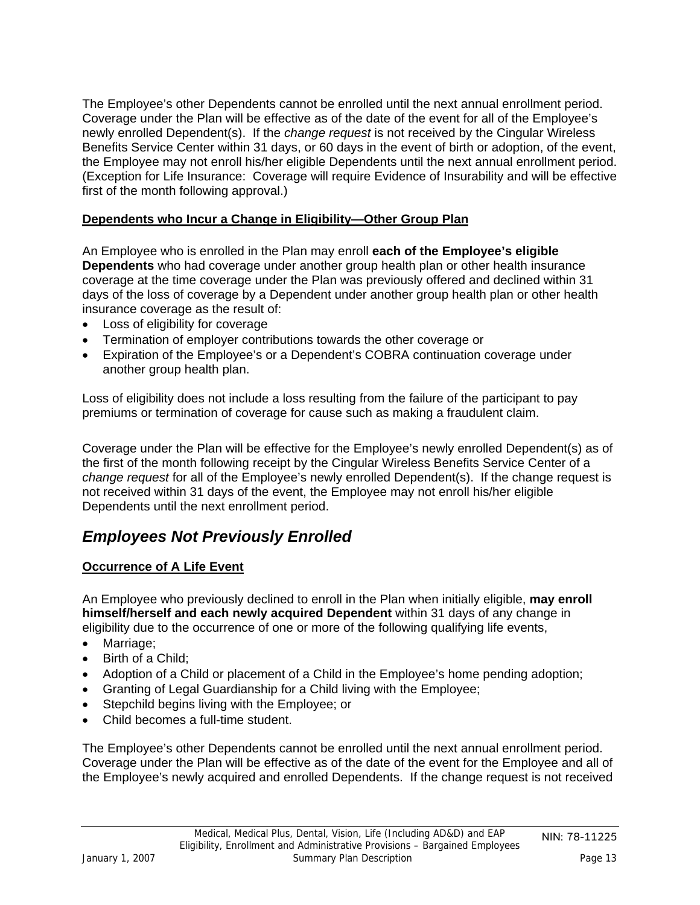The Employee's other Dependents cannot be enrolled until the next annual enrollment period. Coverage under the Plan will be effective as of the date of the event for all of the Employee's newly enrolled Dependent(s). If the *change request* is not received by the Cingular Wireless Benefits Service Center within 31 days, or 60 days in the event of birth or adoption, of the event, the Employee may not enroll his/her eligible Dependents until the next annual enrollment period. (Exception for Life Insurance: Coverage will require Evidence of Insurability and will be effective first of the month following approval.)

**Dependents who Incur a Change in Eligibility—Other Group Plan**

An Employee who is enrolled in the Plan may enroll **each of the Employee's eligible Dependents** who had coverage under another group health plan or other health insurance coverage at the time coverage under the Plan was previously offered and declined within 31 days of the loss of coverage by a Dependent under another group health plan or other health insurance coverage as the result of:

- Loss of eligibility for coverage
- Termination of employer contributions towards the other coverage or
- Expiration of the Employee's or a Dependent's COBRA continuation coverage under another group health plan.

Loss of eligibility does not include a loss resulting from the failure of the participant to pay premiums or termination of coverage for cause such as making a fraudulent claim.

Coverage under the Plan will be effective for the Employee's newly enrolled Dependent(s) as of the first of the month following receipt by the Cingular Wireless Benefits Service Center of a *change request* for all of the Employee's newly enrolled Dependent(s). If the change request is not received within 31 days of the event, the Employee may not enroll his/her eligible Dependents until the next enrollment period.

## *Employees Not Previously Enrolled*

**Occurrence of A Life Event**

An Employee who previously declined to enroll in the Plan when initially eligible, **may enroll himself/herself and each newly acquired Dependent** within 31 days of any change in eligibility due to the occurrence of one or more of the following qualifying life events,

- Marriage;
- Birth of a Child;
- Adoption of a Child or placement of a Child in the Employee's home pending adoption;
- Granting of Legal Guardianship for a Child living with the Employee;
- Stepchild begins living with the Employee; or
- Child becomes a full-time student.

The Employee's other Dependents cannot be enrolled until the next annual enrollment period. Coverage under the Plan will be effective as of the date of the event for the Employee and all of the Employee's newly acquired and enrolled Dependents. If the change request is not received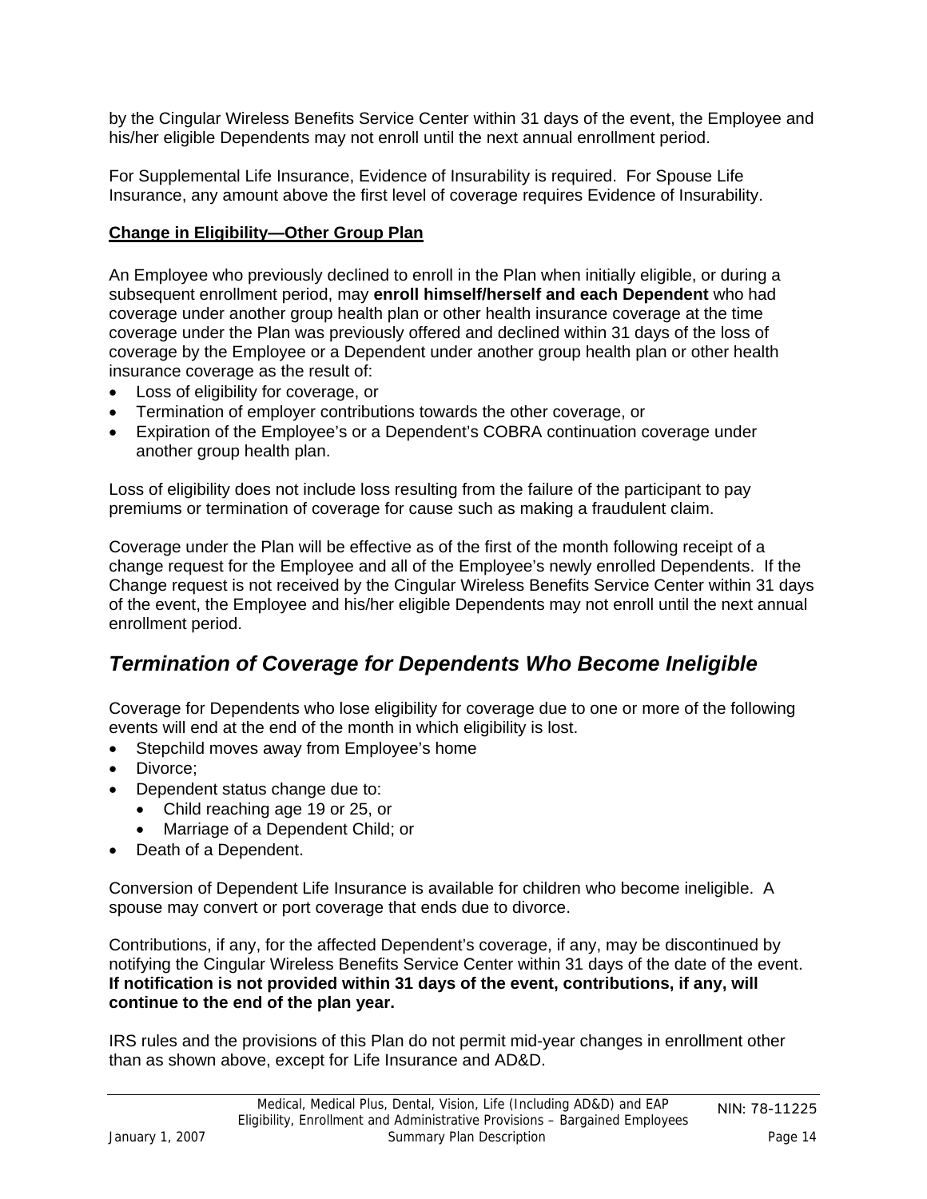by the Cingular Wireless Benefits Service Center within 31 days of the event, the Employee and his/her eligible Dependents may not enroll until the next annual enrollment period.

For Supplemental Life Insurance, Evidence of Insurability is required. For Spouse Life Insurance, any amount above the first level of coverage requires Evidence of Insurability.

**Change in Eligibility—Other Group Plan**

An Employee who previously declined to enroll in the Plan when initially eligible, or during a subsequent enrollment period, may **enroll himself/herself and each Dependent** who had coverage under another group health plan or other health insurance coverage at the time coverage under the Plan was previously offered and declined within 31 days of the loss of coverage by the Employee or a Dependent under another group health plan or other health insurance coverage as the result of:

- Loss of eligibility for coverage, or
- Termination of employer contributions towards the other coverage, or
- Expiration of the Employee's or a Dependent's COBRA continuation coverage under another group health plan.

Loss of eligibility does not include loss resulting from the failure of the participant to pay premiums or termination of coverage for cause such as making a fraudulent claim.

Coverage under the Plan will be effective as of the first of the month following receipt of a change request for the Employee and all of the Employee's newly enrolled Dependents. If the Change request is not received by the Cingular Wireless Benefits Service Center within 31 days of the event, the Employee and his/her eligible Dependents may not enroll until the next annual enrollment period.

## *Termination of Coverage for Dependents Who Become Ineligible*

Coverage for Dependents who lose eligibility for coverage due to one or more of the following events will end at the end of the month in which eligibility is lost.

- Stepchild moves away from Employee's home
- Divorce;
- Dependent status change due to:
  - Child reaching age 19 or 25, or
  - Marriage of a Dependent Child; or
- Death of a Dependent.

Conversion of Dependent Life Insurance is available for children who become ineligible. A spouse may convert or port coverage that ends due to divorce.

Contributions, if any, for the affected Dependent's coverage, if any, may be discontinued by notifying the Cingular Wireless Benefits Service Center within 31 days of the date of the event. **If notification is not provided within 31 days of the event, contributions, if any, will continue to the end of the plan year.**

IRS rules and the provisions of this Plan do not permit mid-year changes in enrollment other than as shown above, except for Life Insurance and AD&D.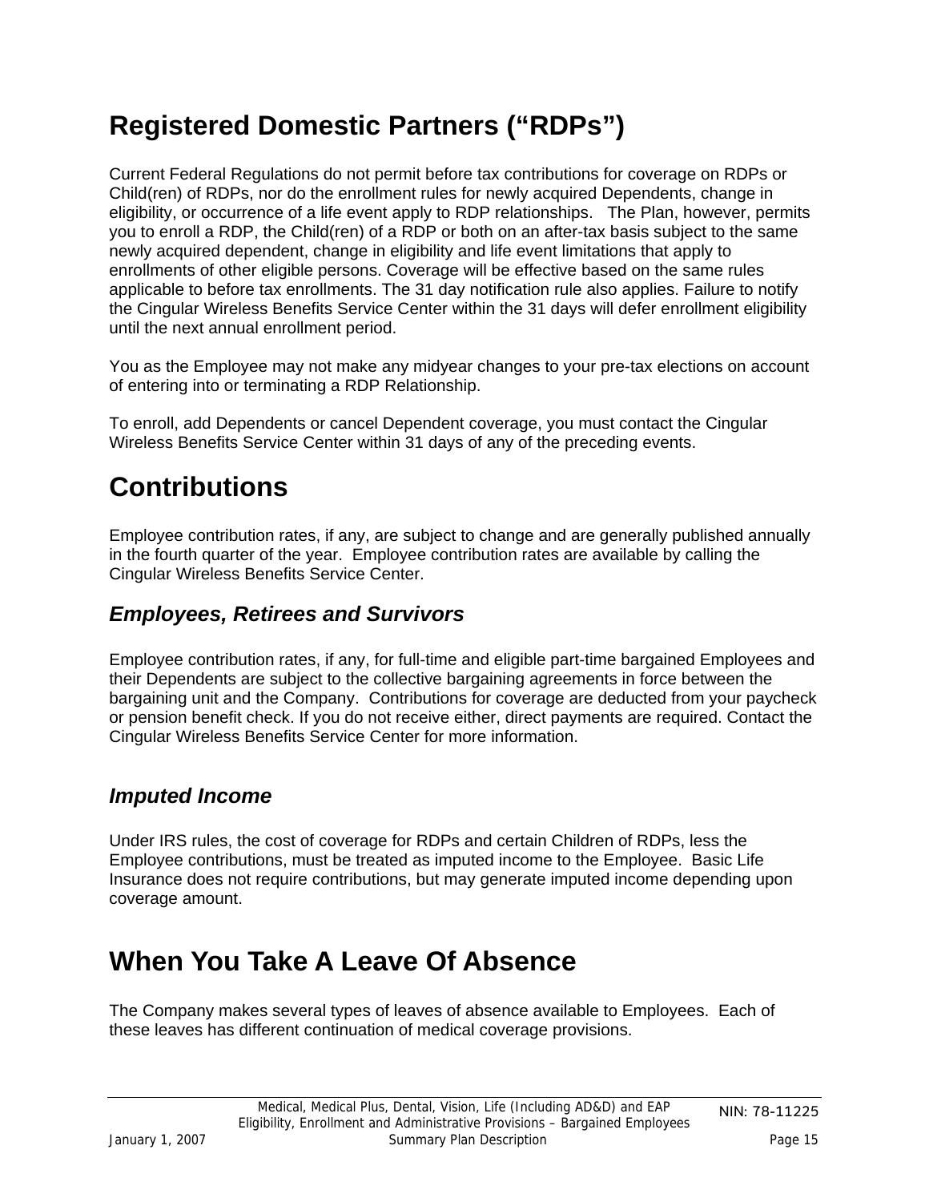# Registered Domestic Partners ("RDPs")

Current Federal Regulations do not permit before tax contributions for coverage on RDPs or Child(ren) of RDPs, nor do the enrollment rules for newly acquired Dependents, change in eligibility, or occurrence of a life event apply to RDP relationships. The Plan, however, permits you to enroll a RDP, the Child(ren) of a RDP or both on an after-tax basis subject to the same newly acquired dependent, change in eligibility and life event limitations that apply to enrollments of other eligible persons. Coverage will be effective based on the same rules applicable to before tax enrollments. The 31 day notification rule also applies. Failure to notify the Cingular Wireless Benefits Service Center within the 31 days will defer enrollment eligibility until the next annual enrollment period.

You as the Employee may not make any midyear changes to your pre-tax elections on account of entering into or terminating a RDP Relationship.

To enroll, add Dependents or cancel Dependent coverage, you must contact the Cingular Wireless Benefits Service Center within 31 days of any of the preceding events.

# Contributions

Employee contribution rates, if any, are subject to change and are generally published annually in the fourth quarter of the year. Employee contribution rates are available by calling the Cingular Wireless Benefits Service Center.

## *Employees, Retirees and Survivors*

Employee contribution rates, if any, for full-time and eligible part-time bargained Employees and their Dependents are subject to the collective bargaining agreements in force between the bargaining unit and the Company. Contributions for coverage are deducted from your paycheck or pension benefit check. If you do not receive either, direct payments are required. Contact the Cingular Wireless Benefits Service Center for more information.

## *Imputed Income*

Under IRS rules, the cost of coverage for RDPs and certain Children of RDPs, less the Employee contributions, must be treated as imputed income to the Employee. Basic Life Insurance does not require contributions, but may generate imputed income depending upon coverage amount.

# When You Take A Leave Of Absence

The Company makes several types of leaves of absence available to Employees. Each of these leaves has different continuation of medical coverage provisions.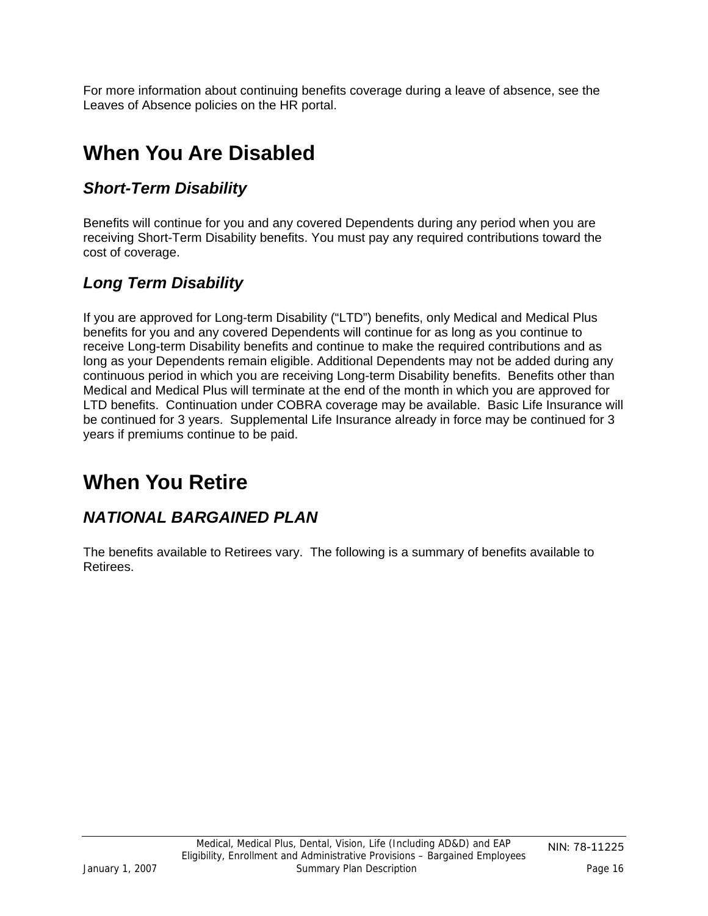For more information about continuing benefits coverage during a leave of absence, see the Leaves of Absence policies on the HR portal.

# When You Are Disabled

## *Short-Term Disability*

Benefits will continue for you and any covered Dependents during any period when you are receiving Short-Term Disability benefits. You must pay any required contributions toward the cost of coverage.

## *Long Term Disability*

If you are approved for Long-term Disability (“LTD”) benefits, only Medical and Medical Plus benefits for you and any covered Dependents will continue for as long as you continue to receive Long-term Disability benefits and continue to make the required contributions and as long as your Dependents remain eligible. Additional Dependents may not be added during any continuous period in which you are receiving Long-term Disability benefits. Benefits other than Medical and Medical Plus will terminate at the end of the month in which you are approved for LTD benefits. Continuation under COBRA coverage may be available. Basic Life Insurance will be continued for 3 years. Supplemental Life Insurance already in force may be continued for 3 years if premiums continue to be paid.

# When You Retire

## *NATIONAL BARGAINED PLAN*

The benefits available to Retirees vary. The following is a summary of benefits available to Retirees.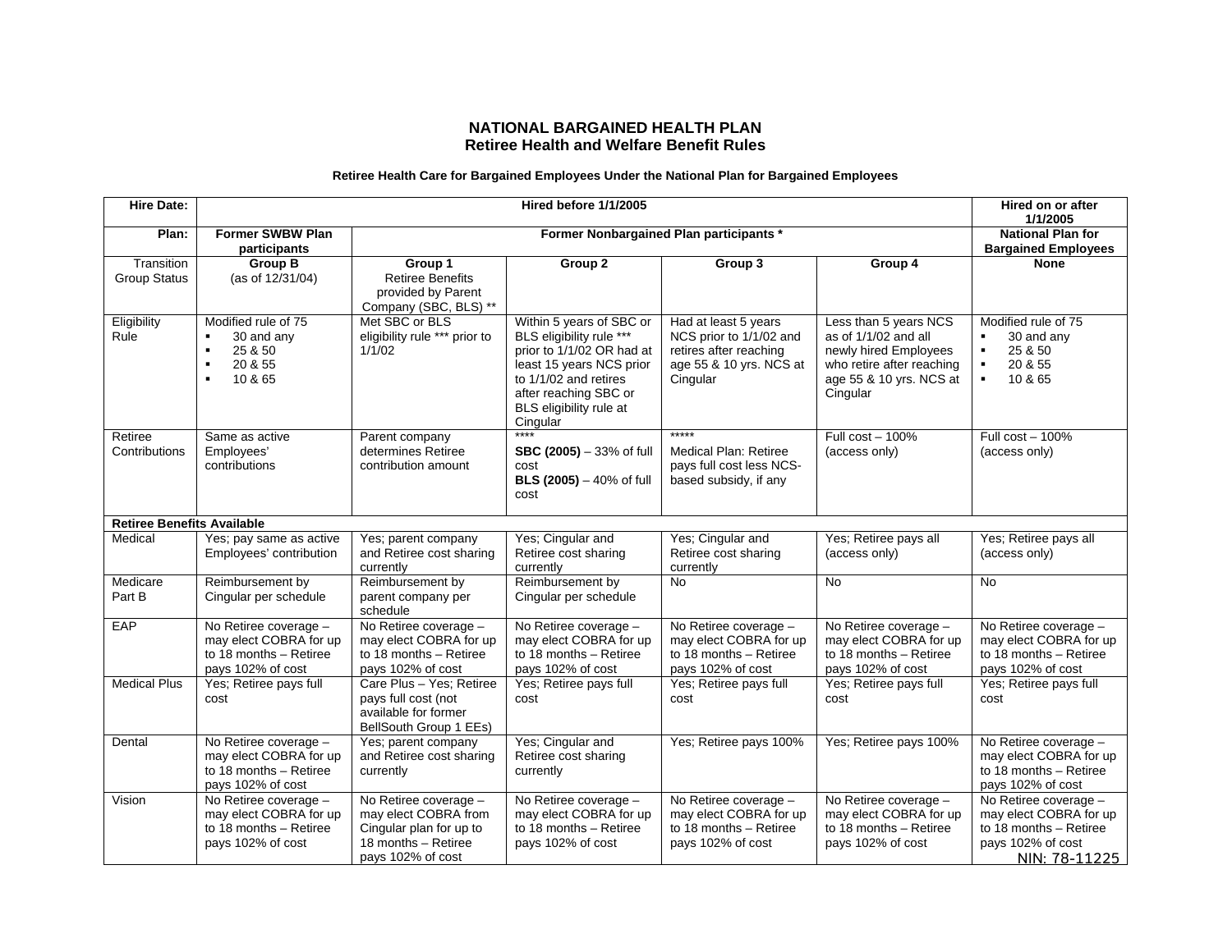# NATIONAL BARGAINED HEALTH PLAN
## Retiree Health and Welfare Benefit Rules

**Retiree Health Care for Bargained Employees Under the National Plan for Bargained Employees**

| **Hire Date:** | **Hired before 1/1/2005** | | | | | **Hired on or after 1/1/2005** |
|---|---|---|---|---|---|---|
| **Plan:** | **Former SWBW Plan participants** | **Former Nonbargained Plan participants \*** | | | | **National Plan for Bargained Employees** |
| Transition Group Status | **Group B** (as of 12/31/04) | **Group 1** Retiree Benefits provided by Parent Company (SBC, BLS) \*\* | **Group 2** | **Group 3** | **Group 4** | **None** |
| Eligibility Rule | Modified rule of 75<br>▪ 30 and any<br>▪ 25 & 50<br>▪ 20 & 55<br>▪ 10 & 65 | Met SBC or BLS eligibility rule \*\*\* prior to 1/1/02 | Within 5 years of SBC or BLS eligibility rule \*\*\* prior to 1/1/02 OR had at least 15 years NCS prior to 1/1/02 and retires after reaching SBC or BLS eligibility rule at Cingular | Had at least 5 years NCS prior to 1/1/02 and retires after reaching age 55 & 10 yrs. NCS at Cingular | Less than 5 years NCS as of 1/1/02 and all newly hired Employees who retire after reaching age 55 & 10 yrs. NCS at Cingular | Modified rule of 75<br>▪ 30 and any<br>▪ 25 & 50<br>▪ 20 & 55<br>▪ 10 & 65 |
| Retiree Contributions | Same as active Employees' contributions | Parent company determines Retiree contribution amount | \*\*\*\*<br>**SBC (2005)** – 33% of full cost<br>**BLS (2005)** – 40% of full cost | \*\*\*\*\*<br>Medical Plan: Retiree pays full cost less NCS-based subsidy, if any | Full cost – 100% (access only) | Full cost – 100% (access only) |
| **Retiree Benefits Available** | | | | | | |
| Medical | Yes; pay same as active Employees' contribution | Yes; parent company and Retiree cost sharing currently | Yes; Cingular and Retiree cost sharing currently | Yes; Cingular and Retiree cost sharing currently | Yes; Retiree pays all (access only) | Yes; Retiree pays all (access only) |
| Medicare Part B | Reimbursement by Cingular per schedule | Reimbursement by parent company per schedule | Reimbursement by Cingular per schedule | No | No | No |
| EAP | No Retiree coverage – may elect COBRA for up to 18 months – Retiree pays 102% of cost | No Retiree coverage – may elect COBRA for up to 18 months – Retiree pays 102% of cost | No Retiree coverage – may elect COBRA for up to 18 months – Retiree pays 102% of cost | No Retiree coverage – may elect COBRA for up to 18 months – Retiree pays 102% of cost | No Retiree coverage – may elect COBRA for up to 18 months – Retiree pays 102% of cost | No Retiree coverage – may elect COBRA for up to 18 months – Retiree pays 102% of cost |
| Medical Plus | Yes; Retiree pays full cost | Care Plus – Yes; Retiree pays full cost (not available for former BellSouth Group 1 EEs) | Yes; Retiree pays full cost | Yes; Retiree pays full cost | Yes; Retiree pays full cost | Yes; Retiree pays full cost |
| Dental | No Retiree coverage – may elect COBRA for up to 18 months – Retiree pays 102% of cost | Yes; parent company and Retiree cost sharing currently | Yes; Cingular and Retiree cost sharing currently | Yes; Retiree pays 100% | Yes; Retiree pays 100% | No Retiree coverage – may elect COBRA for up to 18 months – Retiree pays 102% of cost |
| Vision | No Retiree coverage – may elect COBRA for up to 18 months – Retiree pays 102% of cost | No Retiree coverage – may elect COBRA from Cingular plan for up to 18 months – Retiree pays 102% of cost | No Retiree coverage – may elect COBRA for up to 18 months – Retiree pays 102% of cost | No Retiree coverage – may elect COBRA for up to 18 months – Retiree pays 102% of cost | No Retiree coverage – may elect COBRA for up to 18 months – Retiree pays 102% of cost | No Retiree coverage – may elect COBRA for up to 18 months – Retiree pays 102% of cost |

NIN: 78-11225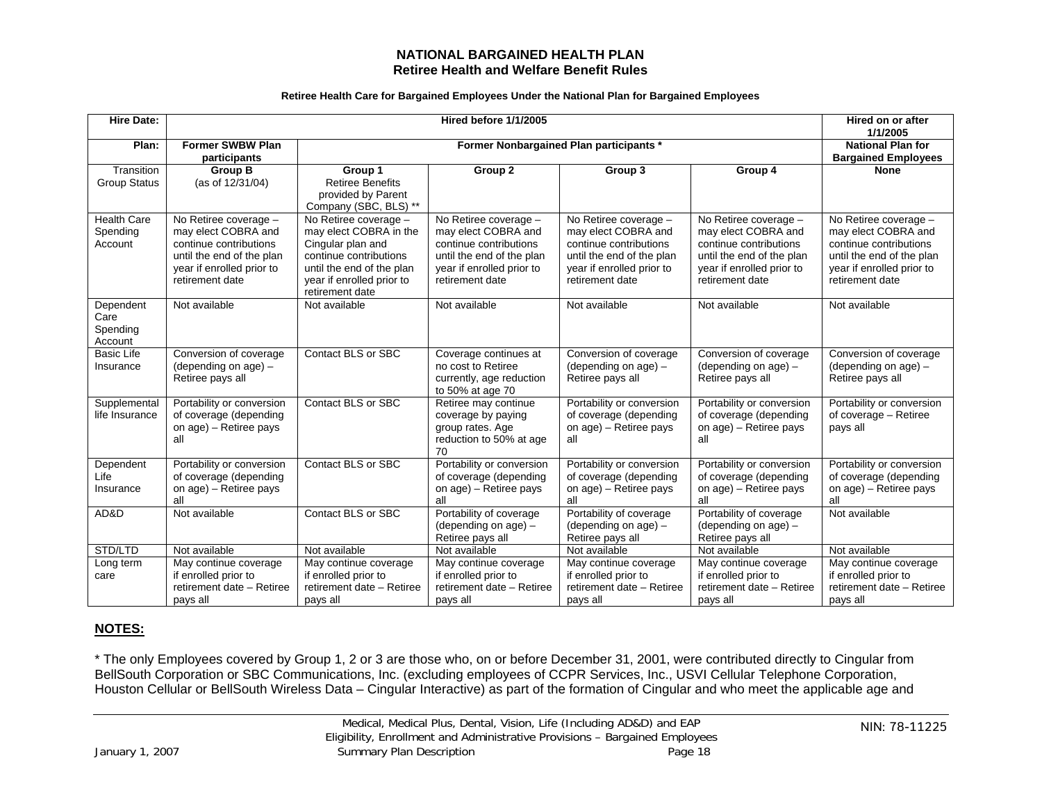# NATIONAL BARGAINED HEALTH PLAN
## Retiree Health and Welfare Benefit Rules

**Retiree Health Care for Bargained Employees Under the National Plan for Bargained Employees**

| **Hire Date:** | **Hired before 1/1/2005** | | | | | **Hired on or after 1/1/2005** |
|---|---|---|---|---|---|---|
| **Plan:** | **Former SWBW Plan participants** | **Former Nonbargained Plan participants \*** | | | | **National Plan for Bargained Employees** |
| Transition Group Status | **Group B** (as of 12/31/04) | **Group 1** Retiree Benefits provided by Parent Company (SBC, BLS) ** | **Group 2** | **Group 3** | **Group 4** | **None** |
| Health Care Spending Account | No Retiree coverage – may elect COBRA and continue contributions until the end of the plan year if enrolled prior to retirement date | No Retiree coverage – may elect COBRA in the Cingular plan and continue contributions until the end of the plan year if enrolled prior to retirement date | No Retiree coverage – may elect COBRA and continue contributions until the end of the plan year if enrolled prior to retirement date | No Retiree coverage – may elect COBRA and continue contributions until the end of the plan year if enrolled prior to retirement date | No Retiree coverage – may elect COBRA and continue contributions until the end of the plan year if enrolled prior to retirement date | No Retiree coverage – may elect COBRA and continue contributions until the end of the plan year if enrolled prior to retirement date |
| Dependent Care Spending Account | Not available | Not available | Not available | Not available | Not available | Not available |
| Basic Life Insurance | Conversion of coverage (depending on age) – Retiree pays all | Contact BLS or SBC | Coverage continues at no cost to Retiree currently, age reduction to 50% at age 70 | Conversion of coverage (depending on age) – Retiree pays all | Conversion of coverage (depending on age) – Retiree pays all | Conversion of coverage (depending on age) – Retiree pays all |
| Supplemental life Insurance | Portability or conversion of coverage (depending on age) – Retiree pays all | Contact BLS or SBC | Retiree may continue coverage by paying group rates. Age reduction to 50% at age 70 | Portability or conversion of coverage (depending on age) – Retiree pays all | Portability or conversion of coverage (depending on age) – Retiree pays all | Portability or conversion of coverage – Retiree pays all |
| Dependent Life Insurance | Portability or conversion of coverage (depending on age) – Retiree pays all | Contact BLS or SBC | Portability or conversion of coverage (depending on age) – Retiree pays all | Portability or conversion of coverage (depending on age) – Retiree pays all | Portability or conversion of coverage (depending on age) – Retiree pays all | Portability or conversion of coverage (depending on age) – Retiree pays all |
| AD&D | Not available | Contact BLS or SBC | Portability of coverage (depending on age) – Retiree pays all | Portability of coverage (depending on age) – Retiree pays all | Portability of coverage (depending on age) – Retiree pays all | Not available |
| STD/LTD | Not available | Not available | Not available | Not available | Not available | Not available |
| Long term care | May continue coverage if enrolled prior to retirement date – Retiree pays all | May continue coverage if enrolled prior to retirement date – Retiree pays all | May continue coverage if enrolled prior to retirement date – Retiree pays all | May continue coverage if enrolled prior to retirement date – Retiree pays all | May continue coverage if enrolled prior to retirement date – Retiree pays all | May continue coverage if enrolled prior to retirement date – Retiree pays all |

**NOTES:**

\* The only Employees covered by Group 1, 2 or 3 are those who, on or before December 31, 2001, were contributed directly to Cingular from BellSouth Corporation or SBC Communications, Inc. (excluding employees of CCPR Services, Inc., USVI Cellular Telephone Corporation, Houston Cellular or BellSouth Wireless Data – Cingular Interactive) as part of the formation of Cingular and who meet the applicable age and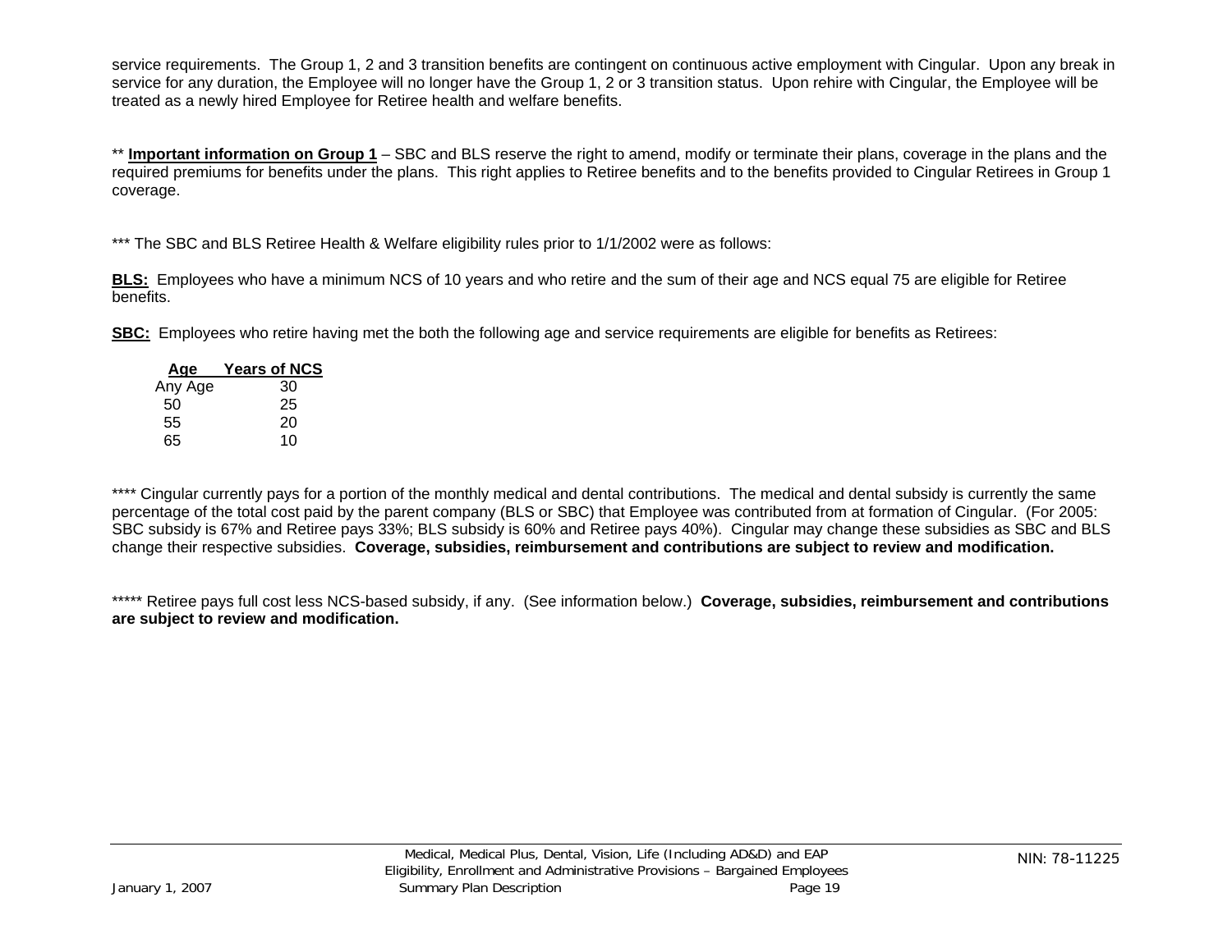service requirements. The Group 1, 2 and 3 transition benefits are contingent on continuous active employment with Cingular. Upon any break in service for any duration, the Employee will no longer have the Group 1, 2 or 3 transition status. Upon rehire with Cingular, the Employee will be treated as a newly hired Employee for Retiree health and welfare benefits.

** **Important information on Group 1** – SBC and BLS reserve the right to amend, modify or terminate their plans, coverage in the plans and the required premiums for benefits under the plans. This right applies to Retiree benefits and to the benefits provided to Cingular Retirees in Group 1 coverage.

*** The SBC and BLS Retiree Health & Welfare eligibility rules prior to 1/1/2002 were as follows:

**BLS:** Employees who have a minimum NCS of 10 years and who retire and the sum of their age and NCS equal 75 are eligible for Retiree benefits.

**SBC:** Employees who retire having met the both the following age and service requirements are eligible for benefits as Retirees:

| Age | Years of NCS |
|---|---|
| Any Age | 30 |
| 50 | 25 |
| 55 | 20 |
| 65 | 10 |

**** Cingular currently pays for a portion of the monthly medical and dental contributions. The medical and dental subsidy is currently the same percentage of the total cost paid by the parent company (BLS or SBC) that Employee was contributed from at formation of Cingular. (For 2005: SBC subsidy is 67% and Retiree pays 33%; BLS subsidy is 60% and Retiree pays 40%). Cingular may change these subsidies as SBC and BLS change their respective subsidies. **Coverage, subsidies, reimbursement and contributions are subject to review and modification.**

***** Retiree pays full cost less NCS-based subsidy, if any. (See information below.) **Coverage, subsidies, reimbursement and contributions are subject to review and modification.**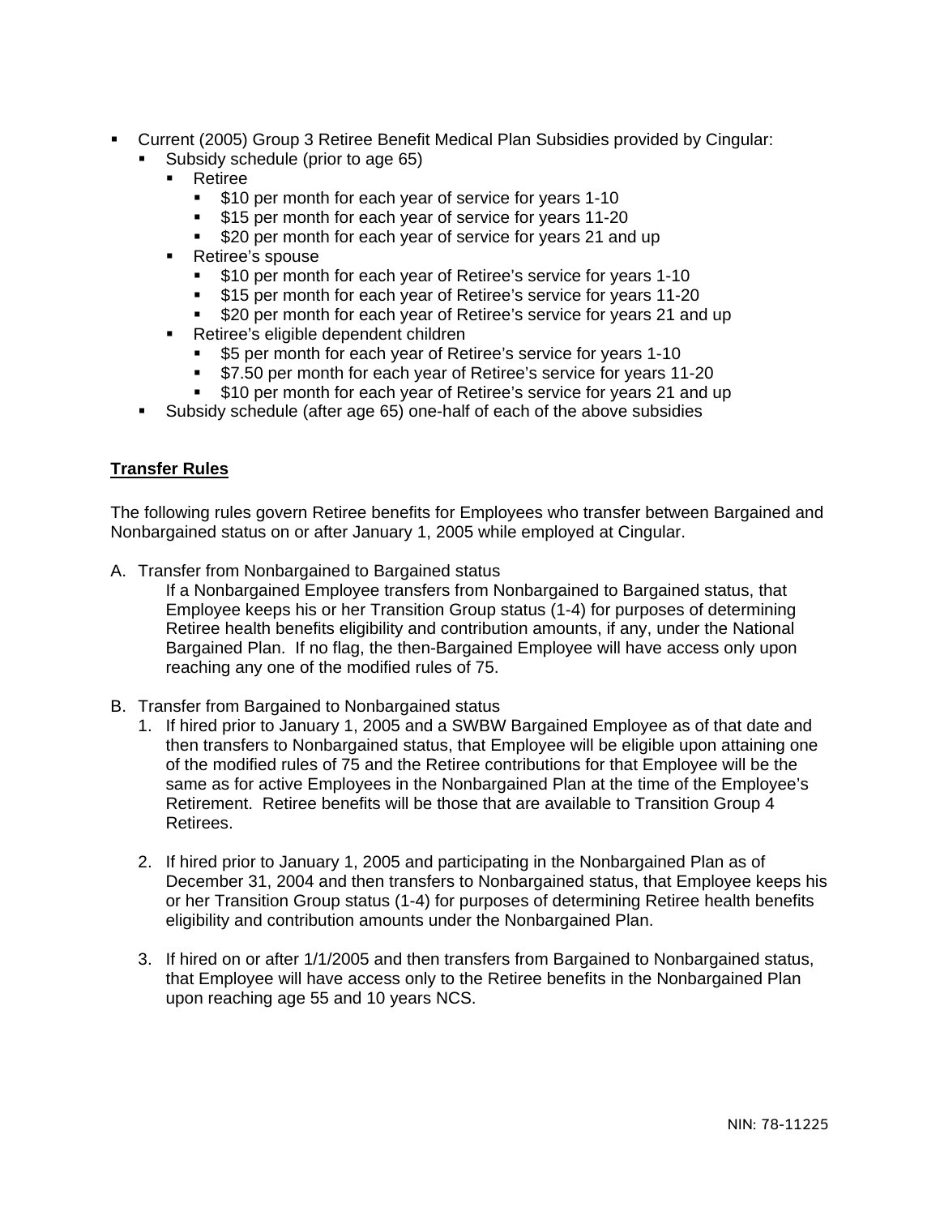- Current (2005) Group 3 Retiree Benefit Medical Plan Subsidies provided by Cingular:
  - Subsidy schedule (prior to age 65)
    - Retiree
      - $10 per month for each year of service for years 1-10
      - $15 per month for each year of service for years 11-20
      - $20 per month for each year of service for years 21 and up
    - Retiree's spouse
      - $10 per month for each year of Retiree's service for years 1-10
      - $15 per month for each year of Retiree's service for years 11-20
      - $20 per month for each year of Retiree's service for years 21 and up
    - Retiree's eligible dependent children
      - $5 per month for each year of Retiree's service for years 1-10
      - $7.50 per month for each year of Retiree's service for years 11-20
      - $10 per month for each year of Retiree's service for years 21 and up
  - Subsidy schedule (after age 65) one-half of each of the above subsidies

**Transfer Rules**

The following rules govern Retiree benefits for Employees who transfer between Bargained and Nonbargained status on or after January 1, 2005 while employed at Cingular.

A. Transfer from Nonbargained to Bargained status

   If a Nonbargained Employee transfers from Nonbargained to Bargained status, that Employee keeps his or her Transition Group status (1-4) for purposes of determining Retiree health benefits eligibility and contribution amounts, if any, under the National Bargained Plan. If no flag, the then-Bargained Employee will have access only upon reaching any one of the modified rules of 75.

B. Transfer from Bargained to Nonbargained status

   1. If hired prior to January 1, 2005 and a SWBW Bargained Employee as of that date and then transfers to Nonbargained status, that Employee will be eligible upon attaining one of the modified rules of 75 and the Retiree contributions for that Employee will be the same as for active Employees in the Nonbargained Plan at the time of the Employee's Retirement. Retiree benefits will be those that are available to Transition Group 4 Retirees.

   2. If hired prior to January 1, 2005 and participating in the Nonbargained Plan as of December 31, 2004 and then transfers to Nonbargained status, that Employee keeps his or her Transition Group status (1-4) for purposes of determining Retiree health benefits eligibility and contribution amounts under the Nonbargained Plan.

   3. If hired on or after 1/1/2005 and then transfers from Bargained to Nonbargained status, that Employee will have access only to the Retiree benefits in the Nonbargained Plan upon reaching age 55 and 10 years NCS.

NIN: 78-11225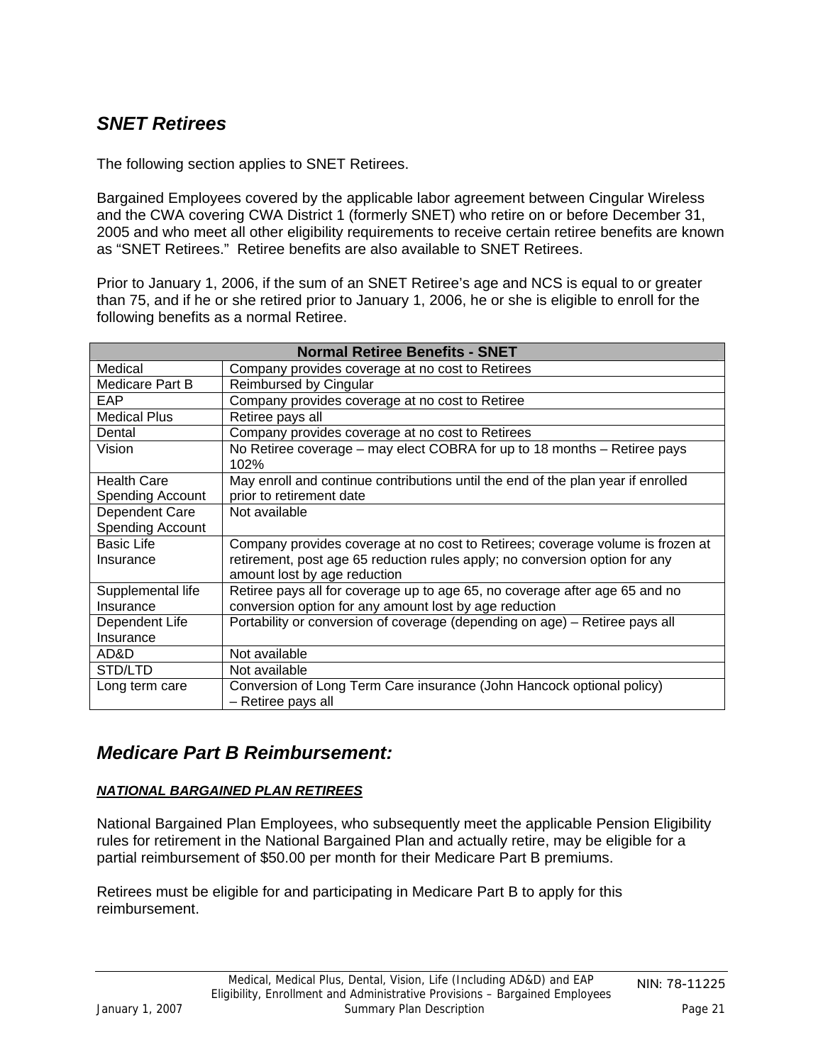## *SNET Retirees*

The following section applies to SNET Retirees.

Bargained Employees covered by the applicable labor agreement between Cingular Wireless and the CWA covering CWA District 1 (formerly SNET) who retire on or before December 31, 2005 and who meet all other eligibility requirements to receive certain retiree benefits are known as “SNET Retirees.” Retiree benefits are also available to SNET Retirees.

Prior to January 1, 2006, if the sum of an SNET Retiree’s age and NCS is equal to or greater than 75, and if he or she retired prior to January 1, 2006, he or she is eligible to enroll for the following benefits as a normal Retiree.

| Normal Retiree Benefits - SNET | |
|---|---|
| Medical | Company provides coverage at no cost to Retirees |
| Medicare Part B | Reimbursed by Cingular |
| EAP | Company provides coverage at no cost to Retiree |
| Medical Plus | Retiree pays all |
| Dental | Company provides coverage at no cost to Retirees |
| Vision | No Retiree coverage – may elect COBRA for up to 18 months – Retiree pays 102% |
| Health Care Spending Account | May enroll and continue contributions until the end of the plan year if enrolled prior to retirement date |
| Dependent Care Spending Account | Not available |
| Basic Life Insurance | Company provides coverage at no cost to Retirees; coverage volume is frozen at retirement, post age 65 reduction rules apply; no conversion option for any amount lost by age reduction |
| Supplemental life Insurance | Retiree pays all for coverage up to age 65, no coverage after age 65 and no conversion option for any amount lost by age reduction |
| Dependent Life Insurance | Portability or conversion of coverage (depending on age) – Retiree pays all |
| AD&D | Not available |
| STD/LTD | Not available |
| Long term care | Conversion of Long Term Care insurance (John Hancock optional policy) – Retiree pays all |

## *Medicare Part B Reimbursement:*

***NATIONAL BARGAINED PLAN RETIREES***

National Bargained Plan Employees, who subsequently meet the applicable Pension Eligibility rules for retirement in the National Bargained Plan and actually retire, may be eligible for a partial reimbursement of $50.00 per month for their Medicare Part B premiums.

Retirees must be eligible for and participating in Medicare Part B to apply for this reimbursement.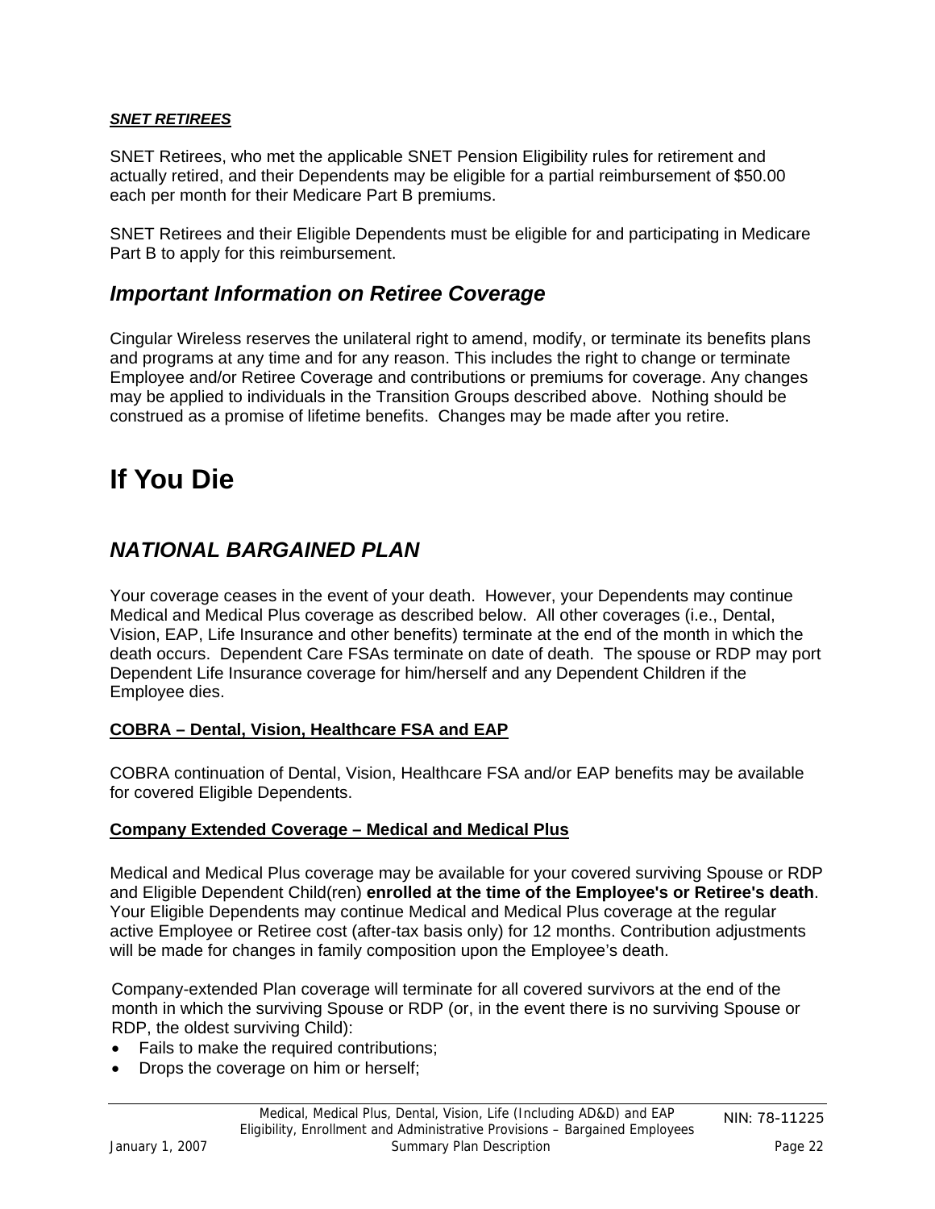***SNET RETIREES***

SNET Retirees, who met the applicable SNET Pension Eligibility rules for retirement and actually retired, and their Dependents may be eligible for a partial reimbursement of $50.00 each per month for their Medicare Part B premiums.

SNET Retirees and their Eligible Dependents must be eligible for and participating in Medicare Part B to apply for this reimbursement.

## *Important Information on Retiree Coverage*

Cingular Wireless reserves the unilateral right to amend, modify, or terminate its benefits plans and programs at any time and for any reason. This includes the right to change or terminate Employee and/or Retiree Coverage and contributions or premiums for coverage. Any changes may be applied to individuals in the Transition Groups described above. Nothing should be construed as a promise of lifetime benefits. Changes may be made after you retire.

# If You Die

## *NATIONAL BARGAINED PLAN*

Your coverage ceases in the event of your death. However, your Dependents may continue Medical and Medical Plus coverage as described below. All other coverages (i.e., Dental, Vision, EAP, Life Insurance and other benefits) terminate at the end of the month in which the death occurs. Dependent Care FSAs terminate on date of death. The spouse or RDP may port Dependent Life Insurance coverage for him/herself and any Dependent Children if the Employee dies.

**COBRA – Dental, Vision, Healthcare FSA and EAP**

COBRA continuation of Dental, Vision, Healthcare FSA and/or EAP benefits may be available for covered Eligible Dependents.

**Company Extended Coverage – Medical and Medical Plus**

Medical and Medical Plus coverage may be available for your covered surviving Spouse or RDP and Eligible Dependent Child(ren) **enrolled at the time of the Employee's or Retiree's death**. Your Eligible Dependents may continue Medical and Medical Plus coverage at the regular active Employee or Retiree cost (after-tax basis only) for 12 months. Contribution adjustments will be made for changes in family composition upon the Employee's death.

Company-extended Plan coverage will terminate for all covered survivors at the end of the month in which the surviving Spouse or RDP (or, in the event there is no surviving Spouse or RDP, the oldest surviving Child):

- Fails to make the required contributions;
- Drops the coverage on him or herself;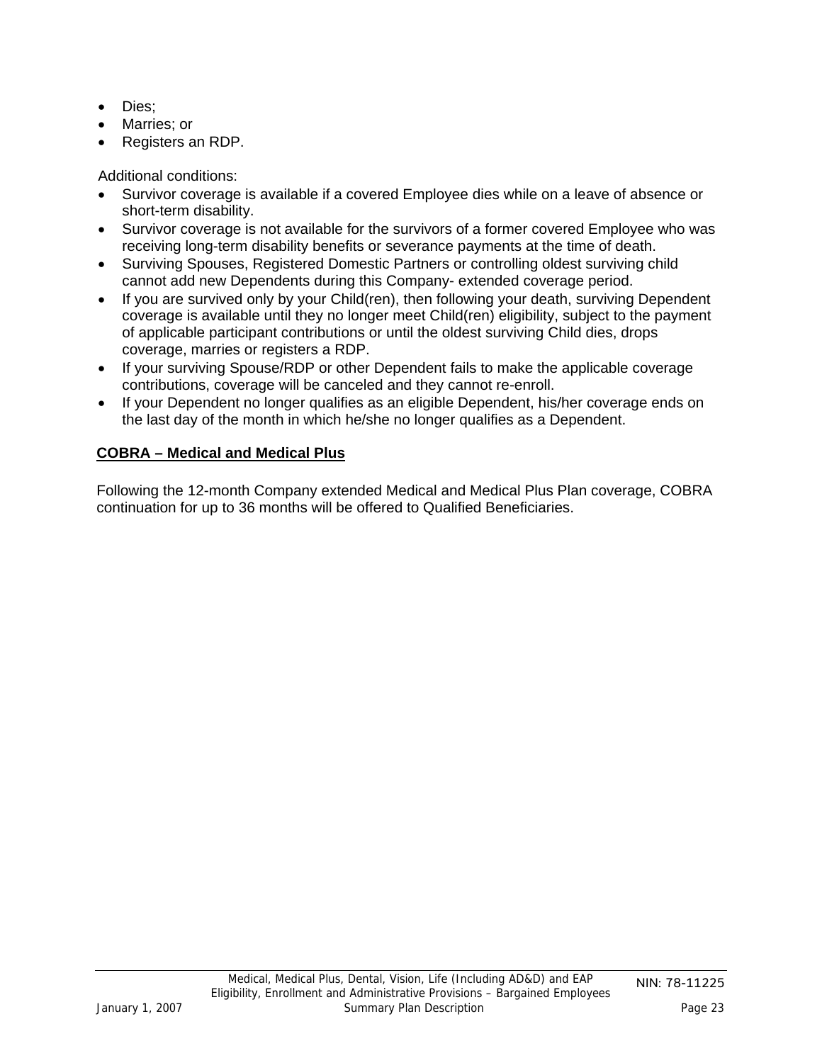- Dies;
- Marries; or
- Registers an RDP.

Additional conditions:

- Survivor coverage is available if a covered Employee dies while on a leave of absence or short-term disability.
- Survivor coverage is not available for the survivors of a former covered Employee who was receiving long-term disability benefits or severance payments at the time of death.
- Surviving Spouses, Registered Domestic Partners or controlling oldest surviving child cannot add new Dependents during this Company- extended coverage period.
- If you are survived only by your Child(ren), then following your death, surviving Dependent coverage is available until they no longer meet Child(ren) eligibility, subject to the payment of applicable participant contributions or until the oldest surviving Child dies, drops coverage, marries or registers a RDP.
- If your surviving Spouse/RDP or other Dependent fails to make the applicable coverage contributions, coverage will be canceled and they cannot re-enroll.
- If your Dependent no longer qualifies as an eligible Dependent, his/her coverage ends on the last day of the month in which he/she no longer qualifies as a Dependent.

**COBRA – Medical and Medical Plus**

Following the 12-month Company extended Medical and Medical Plus Plan coverage, COBRA continuation for up to 36 months will be offered to Qualified Beneficiaries.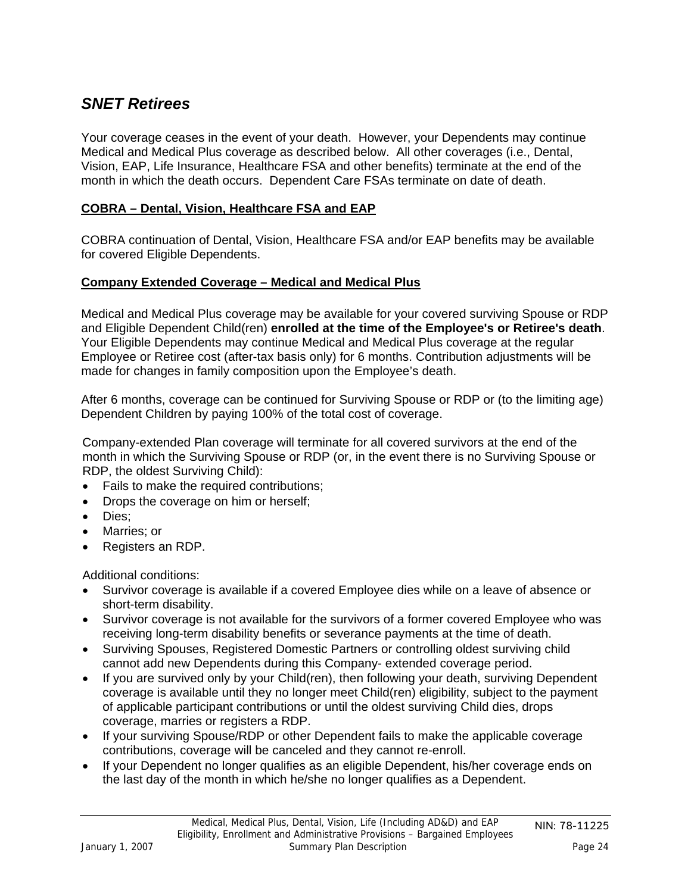## *SNET Retirees*

Your coverage ceases in the event of your death. However, your Dependents may continue Medical and Medical Plus coverage as described below. All other coverages (i.e., Dental, Vision, EAP, Life Insurance, Healthcare FSA and other benefits) terminate at the end of the month in which the death occurs. Dependent Care FSAs terminate on date of death.

**COBRA – Dental, Vision, Healthcare FSA and EAP**

COBRA continuation of Dental, Vision, Healthcare FSA and/or EAP benefits may be available for covered Eligible Dependents.

**Company Extended Coverage – Medical and Medical Plus**

Medical and Medical Plus coverage may be available for your covered surviving Spouse or RDP and Eligible Dependent Child(ren) **enrolled at the time of the Employee's or Retiree's death**. Your Eligible Dependents may continue Medical and Medical Plus coverage at the regular Employee or Retiree cost (after-tax basis only) for 6 months. Contribution adjustments will be made for changes in family composition upon the Employee's death.

After 6 months, coverage can be continued for Surviving Spouse or RDP or (to the limiting age) Dependent Children by paying 100% of the total cost of coverage.

Company-extended Plan coverage will terminate for all covered survivors at the end of the month in which the Surviving Spouse or RDP (or, in the event there is no Surviving Spouse or RDP, the oldest Surviving Child):

- Fails to make the required contributions;
- Drops the coverage on him or herself;
- Dies;
- Marries; or
- Registers an RDP.

Additional conditions:

- Survivor coverage is available if a covered Employee dies while on a leave of absence or short-term disability.
- Survivor coverage is not available for the survivors of a former covered Employee who was receiving long-term disability benefits or severance payments at the time of death.
- Surviving Spouses, Registered Domestic Partners or controlling oldest surviving child cannot add new Dependents during this Company- extended coverage period.
- If you are survived only by your Child(ren), then following your death, surviving Dependent coverage is available until they no longer meet Child(ren) eligibility, subject to the payment of applicable participant contributions or until the oldest surviving Child dies, drops coverage, marries or registers a RDP.
- If your surviving Spouse/RDP or other Dependent fails to make the applicable coverage contributions, coverage will be canceled and they cannot re-enroll.
- If your Dependent no longer qualifies as an eligible Dependent, his/her coverage ends on the last day of the month in which he/she no longer qualifies as a Dependent.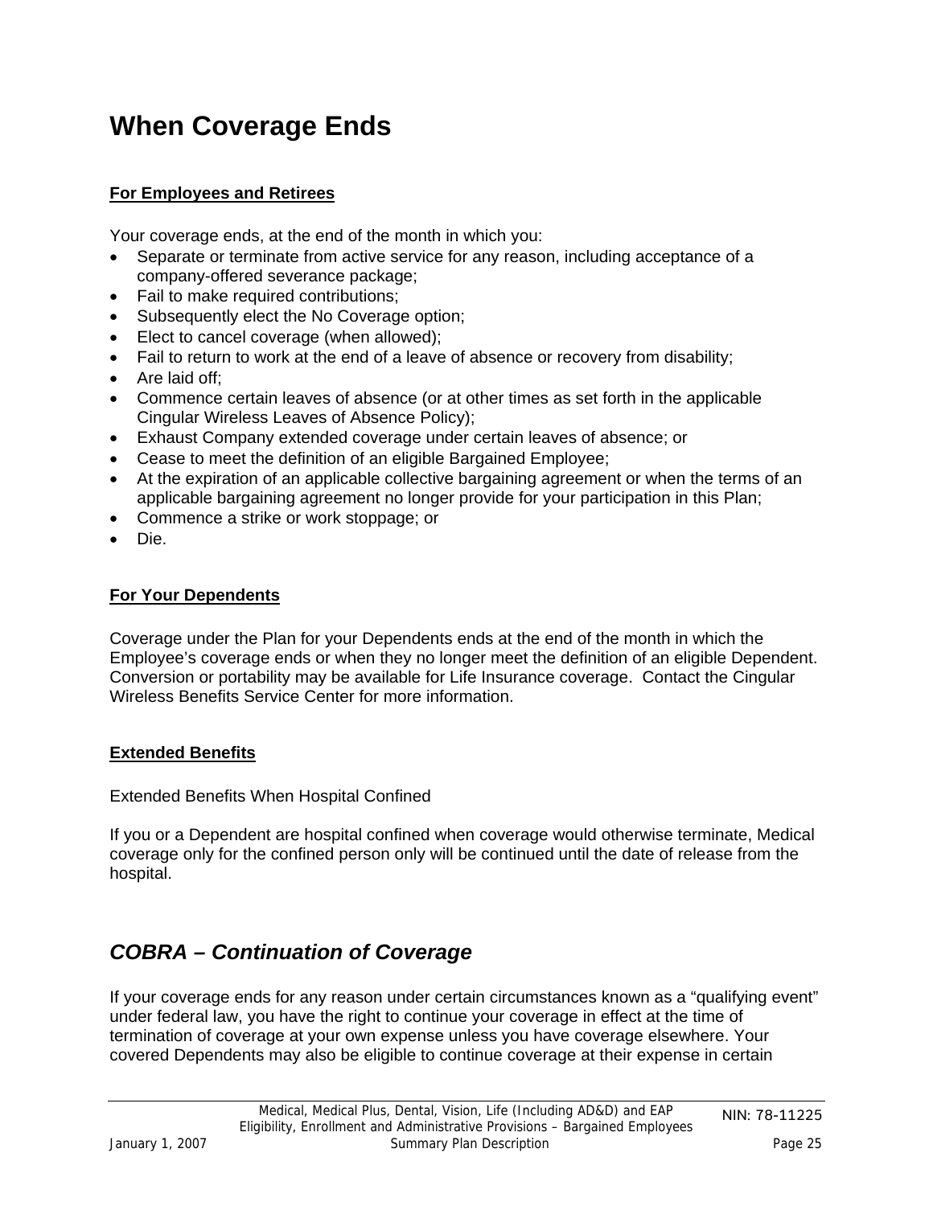# When Coverage Ends

**For Employees and Retirees**

Your coverage ends, at the end of the month in which you:

- Separate or terminate from active service for any reason, including acceptance of a company-offered severance package;
- Fail to make required contributions;
- Subsequently elect the No Coverage option;
- Elect to cancel coverage (when allowed);
- Fail to return to work at the end of a leave of absence or recovery from disability;
- Are laid off;
- Commence certain leaves of absence (or at other times as set forth in the applicable Cingular Wireless Leaves of Absence Policy);
- Exhaust Company extended coverage under certain leaves of absence; or
- Cease to meet the definition of an eligible Bargained Employee;
- At the expiration of an applicable collective bargaining agreement or when the terms of an applicable bargaining agreement no longer provide for your participation in this Plan;
- Commence a strike or work stoppage; or
- Die.

**For Your Dependents**

Coverage under the Plan for your Dependents ends at the end of the month in which the Employee's coverage ends or when they no longer meet the definition of an eligible Dependent. Conversion or portability may be available for Life Insurance coverage. Contact the Cingular Wireless Benefits Service Center for more information.

**Extended Benefits**

Extended Benefits When Hospital Confined

If you or a Dependent are hospital confined when coverage would otherwise terminate, Medical coverage only for the confined person only will be continued until the date of release from the hospital.

## *COBRA – Continuation of Coverage*

If your coverage ends for any reason under certain circumstances known as a "qualifying event" under federal law, you have the right to continue your coverage in effect at the time of termination of coverage at your own expense unless you have coverage elsewhere. Your covered Dependents may also be eligible to continue coverage at their expense in certain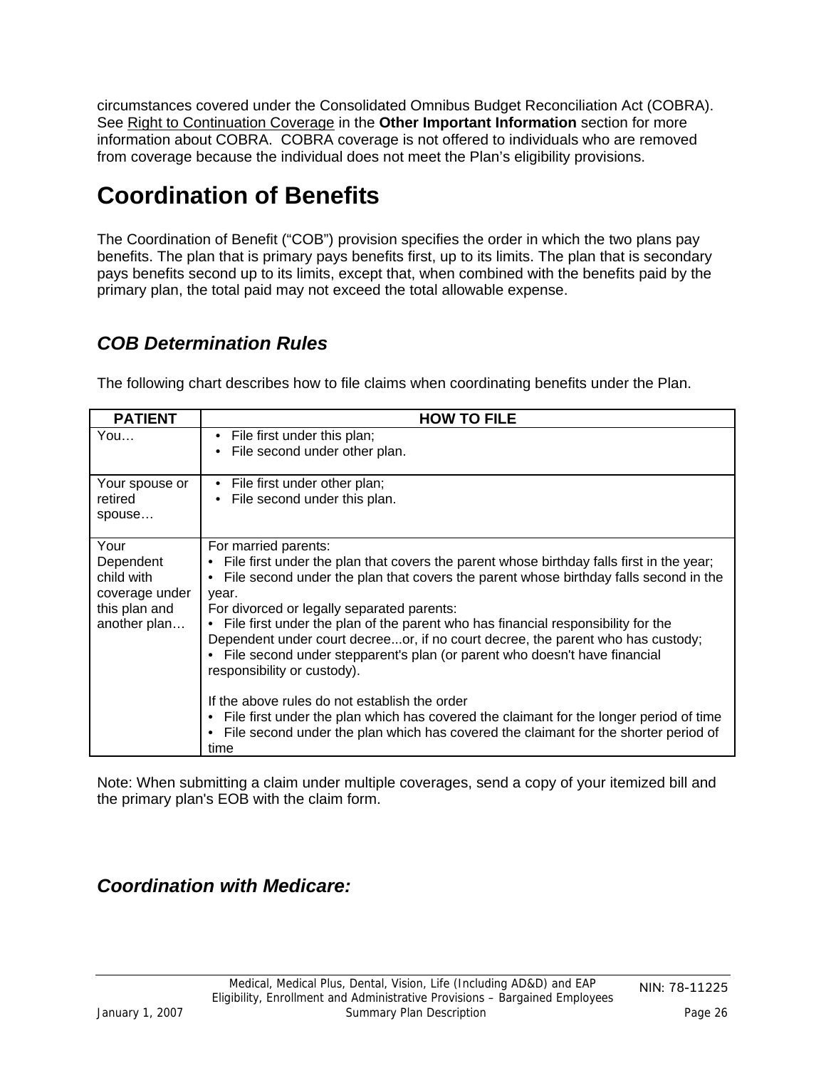circumstances covered under the Consolidated Omnibus Budget Reconciliation Act (COBRA). See Right to Continuation Coverage in the **Other Important Information** section for more information about COBRA. COBRA coverage is not offered to individuals who are removed from coverage because the individual does not meet the Plan's eligibility provisions.

# Coordination of Benefits

The Coordination of Benefit ("COB") provision specifies the order in which the two plans pay benefits. The plan that is primary pays benefits first, up to its limits. The plan that is secondary pays benefits second up to its limits, except that, when combined with the benefits paid by the primary plan, the total paid may not exceed the total allowable expense.

## *COB Determination Rules*

The following chart describes how to file claims when coordinating benefits under the Plan.

| PATIENT | HOW TO FILE |
|---|---|
| You… | • File first under this plan;<br>• File second under other plan. |
| Your spouse or retired spouse… | • File first under other plan;<br>• File second under this plan. |
| Your Dependent child with coverage under this plan and another plan… | For married parents:<br>• File first under the plan that covers the parent whose birthday falls first in the year;<br>• File second under the plan that covers the parent whose birthday falls second in the year.<br>For divorced or legally separated parents:<br>• File first under the plan of the parent who has financial responsibility for the Dependent under court decree...or, if no court decree, the parent who has custody;<br>• File second under stepparent's plan (or parent who doesn't have financial responsibility or custody).<br><br>If the above rules do not establish the order<br>• File first under the plan which has covered the claimant for the longer period of time<br>• File second under the plan which has covered the claimant for the shorter period of time |

Note: When submitting a claim under multiple coverages, send a copy of your itemized bill and the primary plan's EOB with the claim form.

## *Coordination with Medicare:*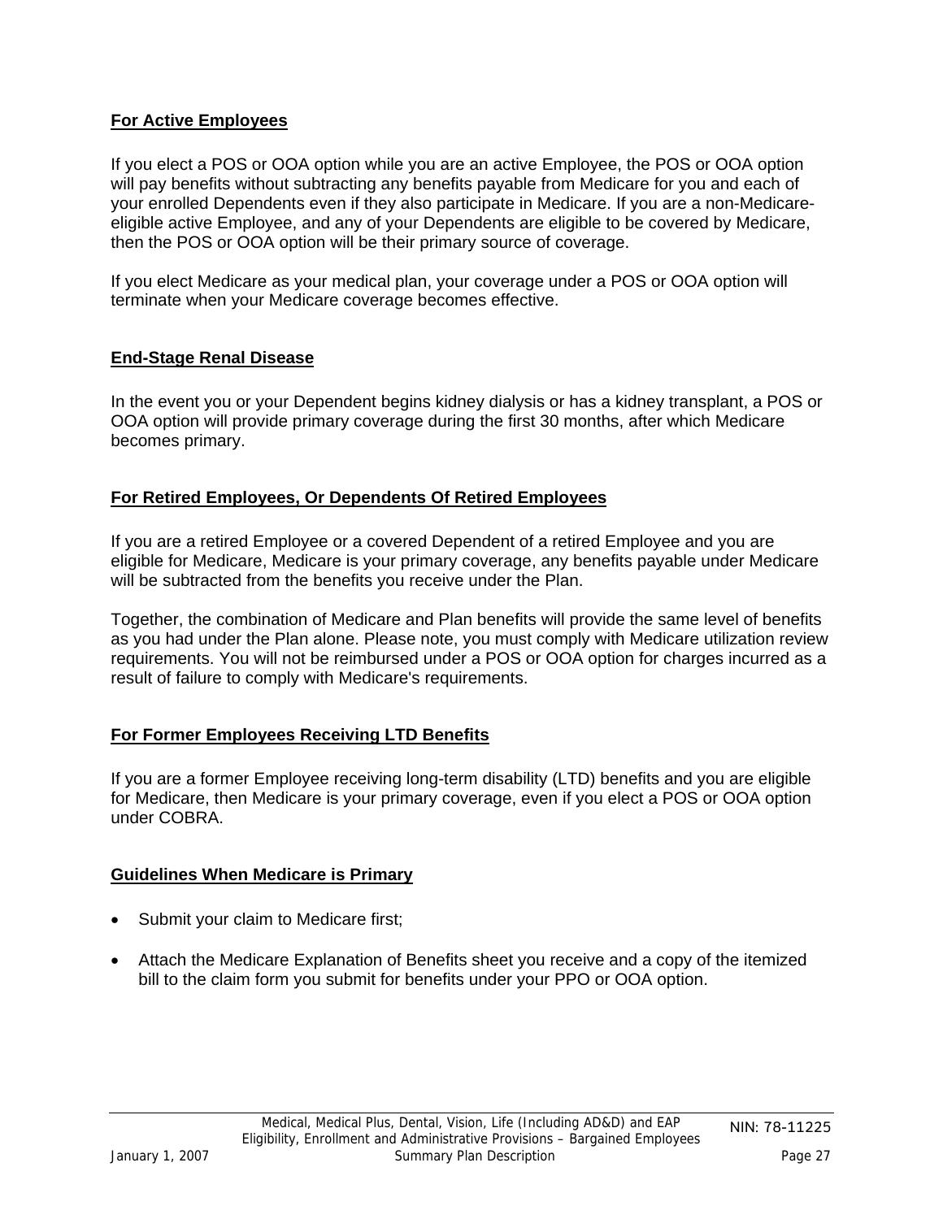## For Active Employees

If you elect a POS or OOA option while you are an active Employee, the POS or OOA option will pay benefits without subtracting any benefits payable from Medicare for you and each of your enrolled Dependents even if they also participate in Medicare. If you are a non-Medicare-eligible active Employee, and any of your Dependents are eligible to be covered by Medicare, then the POS or OOA option will be their primary source of coverage.

If you elect Medicare as your medical plan, your coverage under a POS or OOA option will terminate when your Medicare coverage becomes effective.

## End-Stage Renal Disease

In the event you or your Dependent begins kidney dialysis or has a kidney transplant, a POS or OOA option will provide primary coverage during the first 30 months, after which Medicare becomes primary.

## For Retired Employees, Or Dependents Of Retired Employees

If you are a retired Employee or a covered Dependent of a retired Employee and you are eligible for Medicare, Medicare is your primary coverage, any benefits payable under Medicare will be subtracted from the benefits you receive under the Plan.

Together, the combination of Medicare and Plan benefits will provide the same level of benefits as you had under the Plan alone. Please note, you must comply with Medicare utilization review requirements. You will not be reimbursed under a POS or OOA option for charges incurred as a result of failure to comply with Medicare's requirements.

## For Former Employees Receiving LTD Benefits

If you are a former Employee receiving long-term disability (LTD) benefits and you are eligible for Medicare, then Medicare is your primary coverage, even if you elect a POS or OOA option under COBRA.

## Guidelines When Medicare is Primary

- Submit your claim to Medicare first;
- Attach the Medicare Explanation of Benefits sheet you receive and a copy of the itemized bill to the claim form you submit for benefits under your PPO or OOA option.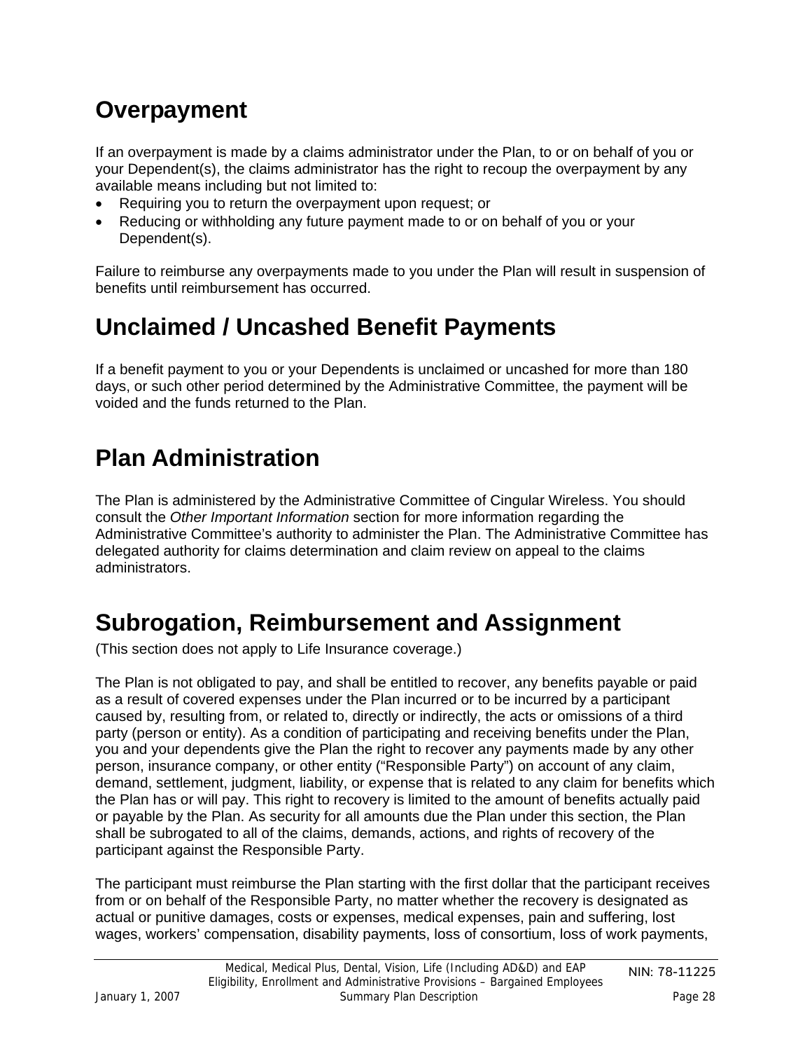## Overpayment

If an overpayment is made by a claims administrator under the Plan, to or on behalf of you or your Dependent(s), the claims administrator has the right to recoup the overpayment by any available means including but not limited to:

- Requiring you to return the overpayment upon request; or
- Reducing or withholding any future payment made to or on behalf of you or your Dependent(s).

Failure to reimburse any overpayments made to you under the Plan will result in suspension of benefits until reimbursement has occurred.

## Unclaimed / Uncashed Benefit Payments

If a benefit payment to you or your Dependents is unclaimed or uncashed for more than 180 days, or such other period determined by the Administrative Committee, the payment will be voided and the funds returned to the Plan.

## Plan Administration

The Plan is administered by the Administrative Committee of Cingular Wireless. You should consult the *Other Important Information* section for more information regarding the Administrative Committee's authority to administer the Plan. The Administrative Committee has delegated authority for claims determination and claim review on appeal to the claims administrators.

## Subrogation, Reimbursement and Assignment

(This section does not apply to Life Insurance coverage.)

The Plan is not obligated to pay, and shall be entitled to recover, any benefits payable or paid as a result of covered expenses under the Plan incurred or to be incurred by a participant caused by, resulting from, or related to, directly or indirectly, the acts or omissions of a third party (person or entity). As a condition of participating and receiving benefits under the Plan, you and your dependents give the Plan the right to recover any payments made by any other person, insurance company, or other entity ("Responsible Party") on account of any claim, demand, settlement, judgment, liability, or expense that is related to any claim for benefits which the Plan has or will pay. This right to recovery is limited to the amount of benefits actually paid or payable by the Plan. As security for all amounts due the Plan under this section, the Plan shall be subrogated to all of the claims, demands, actions, and rights of recovery of the participant against the Responsible Party.

The participant must reimburse the Plan starting with the first dollar that the participant receives from or on behalf of the Responsible Party, no matter whether the recovery is designated as actual or punitive damages, costs or expenses, medical expenses, pain and suffering, lost wages, workers' compensation, disability payments, loss of consortium, loss of work payments,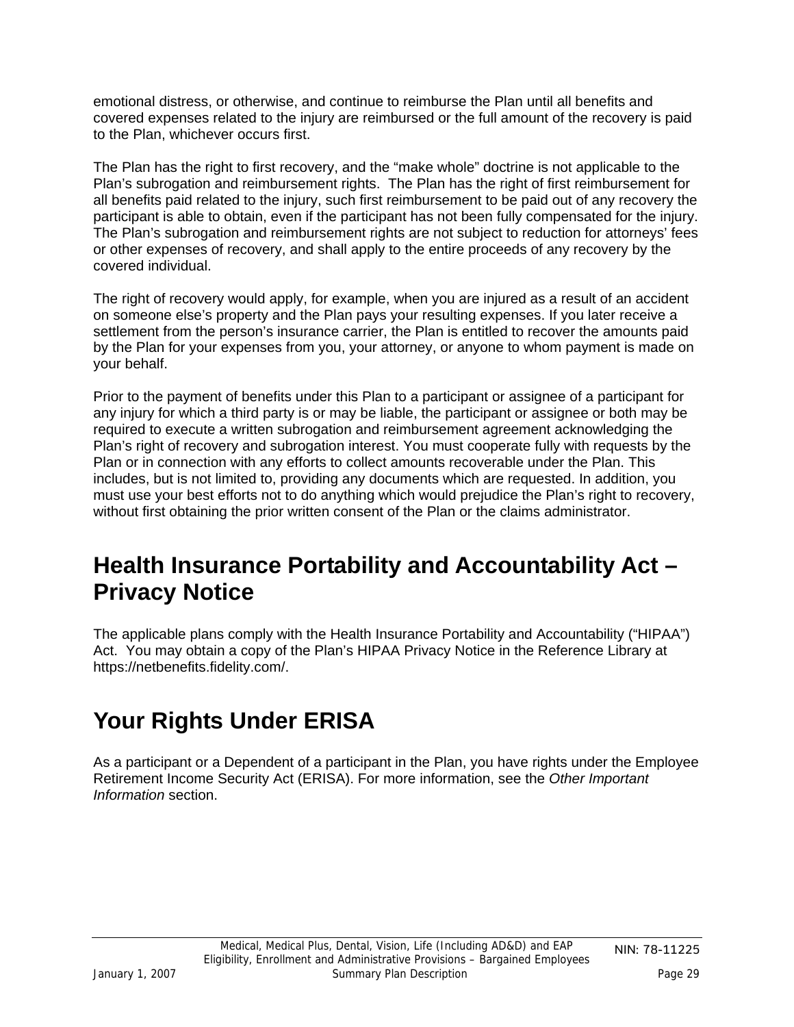emotional distress, or otherwise, and continue to reimburse the Plan until all benefits and covered expenses related to the injury are reimbursed or the full amount of the recovery is paid to the Plan, whichever occurs first.

The Plan has the right to first recovery, and the "make whole" doctrine is not applicable to the Plan's subrogation and reimbursement rights. The Plan has the right of first reimbursement for all benefits paid related to the injury, such first reimbursement to be paid out of any recovery the participant is able to obtain, even if the participant has not been fully compensated for the injury. The Plan's subrogation and reimbursement rights are not subject to reduction for attorneys' fees or other expenses of recovery, and shall apply to the entire proceeds of any recovery by the covered individual.

The right of recovery would apply, for example, when you are injured as a result of an accident on someone else's property and the Plan pays your resulting expenses. If you later receive a settlement from the person's insurance carrier, the Plan is entitled to recover the amounts paid by the Plan for your expenses from you, your attorney, or anyone to whom payment is made on your behalf.

Prior to the payment of benefits under this Plan to a participant or assignee of a participant for any injury for which a third party is or may be liable, the participant or assignee or both may be required to execute a written subrogation and reimbursement agreement acknowledging the Plan's right of recovery and subrogation interest. You must cooperate fully with requests by the Plan or in connection with any efforts to collect amounts recoverable under the Plan. This includes, but is not limited to, providing any documents which are requested. In addition, you must use your best efforts not to do anything which would prejudice the Plan's right to recovery, without first obtaining the prior written consent of the Plan or the claims administrator.

# Health Insurance Portability and Accountability Act – Privacy Notice

The applicable plans comply with the Health Insurance Portability and Accountability ("HIPAA") Act. You may obtain a copy of the Plan's HIPAA Privacy Notice in the Reference Library at https://netbenefits.fidelity.com/.

# Your Rights Under ERISA

As a participant or a Dependent of a participant in the Plan, you have rights under the Employee Retirement Income Security Act (ERISA). For more information, see the *Other Important Information* section.